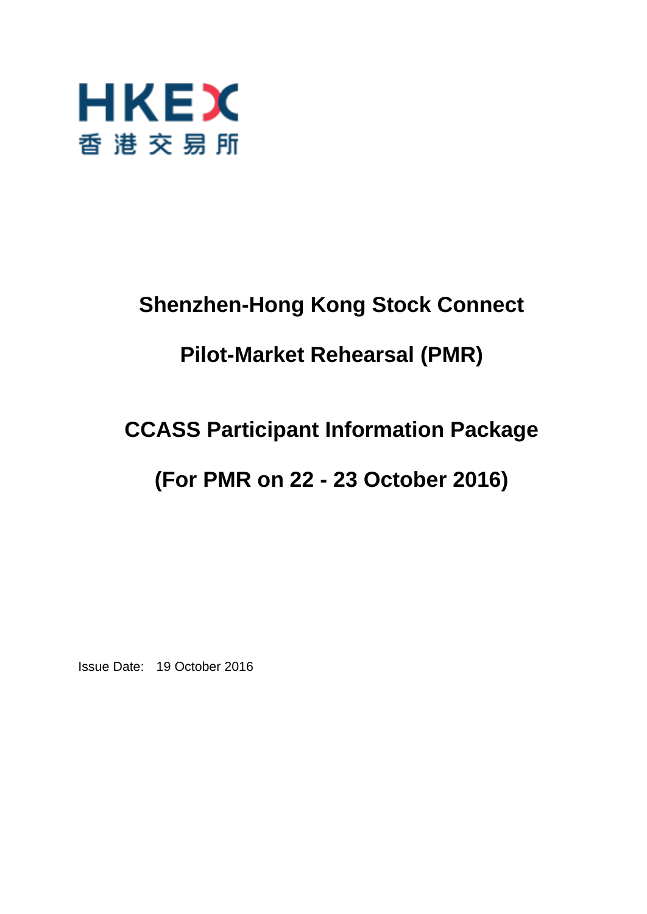HKEX

香港交易所

# Shenzhen-Hong Kong Stock Connect

# Pilot-Market Rehearsal (PMR)

# CCASS Participant Information Package

# (For PMR on 22 - 23 October 2016)

Issue Date: 19 October 2016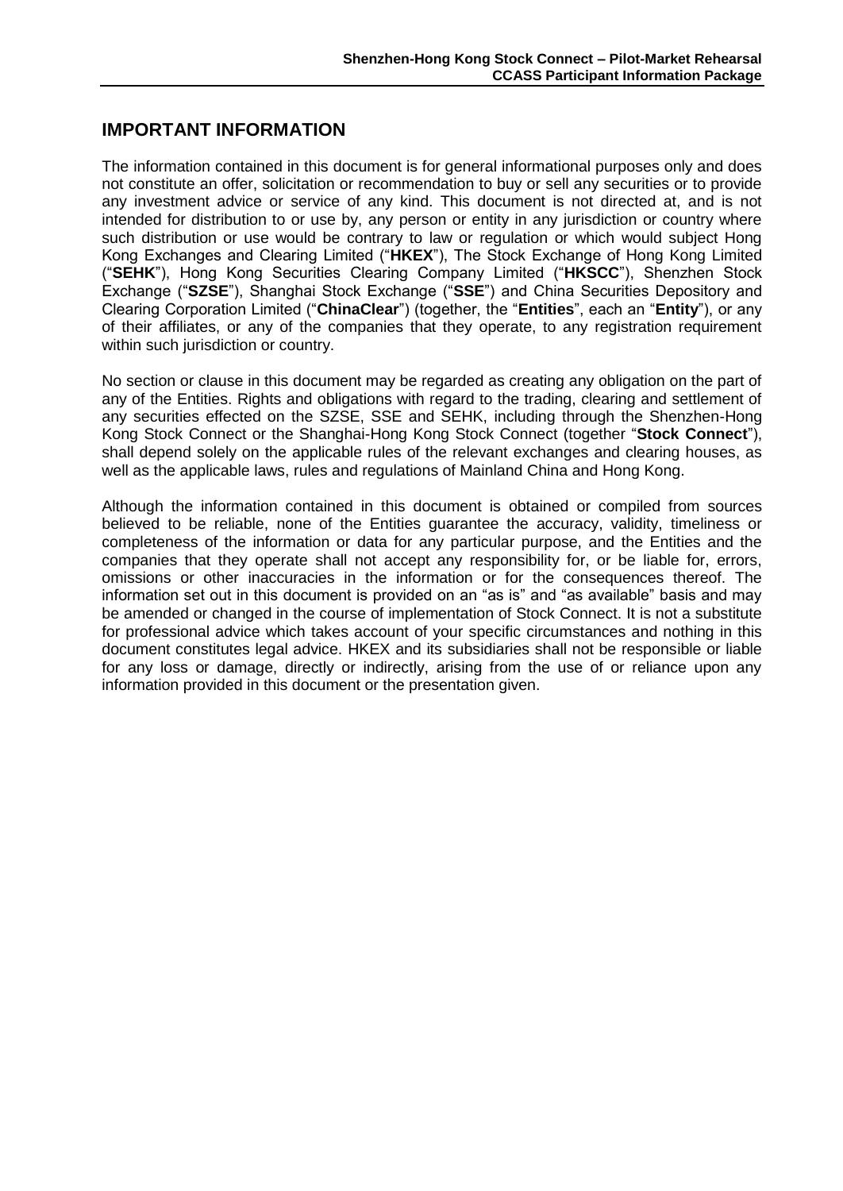## IMPORTANT INFORMATION

The information contained in this document is for general informational purposes only and does not constitute an offer, solicitation or recommendation to buy or sell any securities or to provide any investment advice or service of any kind. This document is not directed at, and is not intended for distribution to or use by, any person or entity in any jurisdiction or country where such distribution or use would be contrary to law or regulation or which would subject Hong Kong Exchanges and Clearing Limited ("**HKEX**"), The Stock Exchange of Hong Kong Limited ("**SEHK**"), Hong Kong Securities Clearing Company Limited ("**HKSCC**"), Shenzhen Stock Exchange ("**SZSE**"), Shanghai Stock Exchange ("**SSE**") and China Securities Depository and Clearing Corporation Limited ("**ChinaClear**") (together, the "**Entities**", each an "**Entity**"), or any of their affiliates, or any of the companies that they operate, to any registration requirement within such jurisdiction or country.

No section or clause in this document may be regarded as creating any obligation on the part of any of the Entities. Rights and obligations with regard to the trading, clearing and settlement of any securities effected on the SZSE, SSE and SEHK, including through the Shenzhen-Hong Kong Stock Connect or the Shanghai-Hong Kong Stock Connect (together "**Stock Connect**"), shall depend solely on the applicable rules of the relevant exchanges and clearing houses, as well as the applicable laws, rules and regulations of Mainland China and Hong Kong.

Although the information contained in this document is obtained or compiled from sources believed to be reliable, none of the Entities guarantee the accuracy, validity, timeliness or completeness of the information or data for any particular purpose, and the Entities and the companies that they operate shall not accept any responsibility for, or be liable for, errors, omissions or other inaccuracies in the information or for the consequences thereof. The information set out in this document is provided on an "as is" and "as available" basis and may be amended or changed in the course of implementation of Stock Connect. It is not a substitute for professional advice which takes account of your specific circumstances and nothing in this document constitutes legal advice. HKEX and its subsidiaries shall not be responsible or liable for any loss or damage, directly or indirectly, arising from the use of or reliance upon any information provided in this document or the presentation given.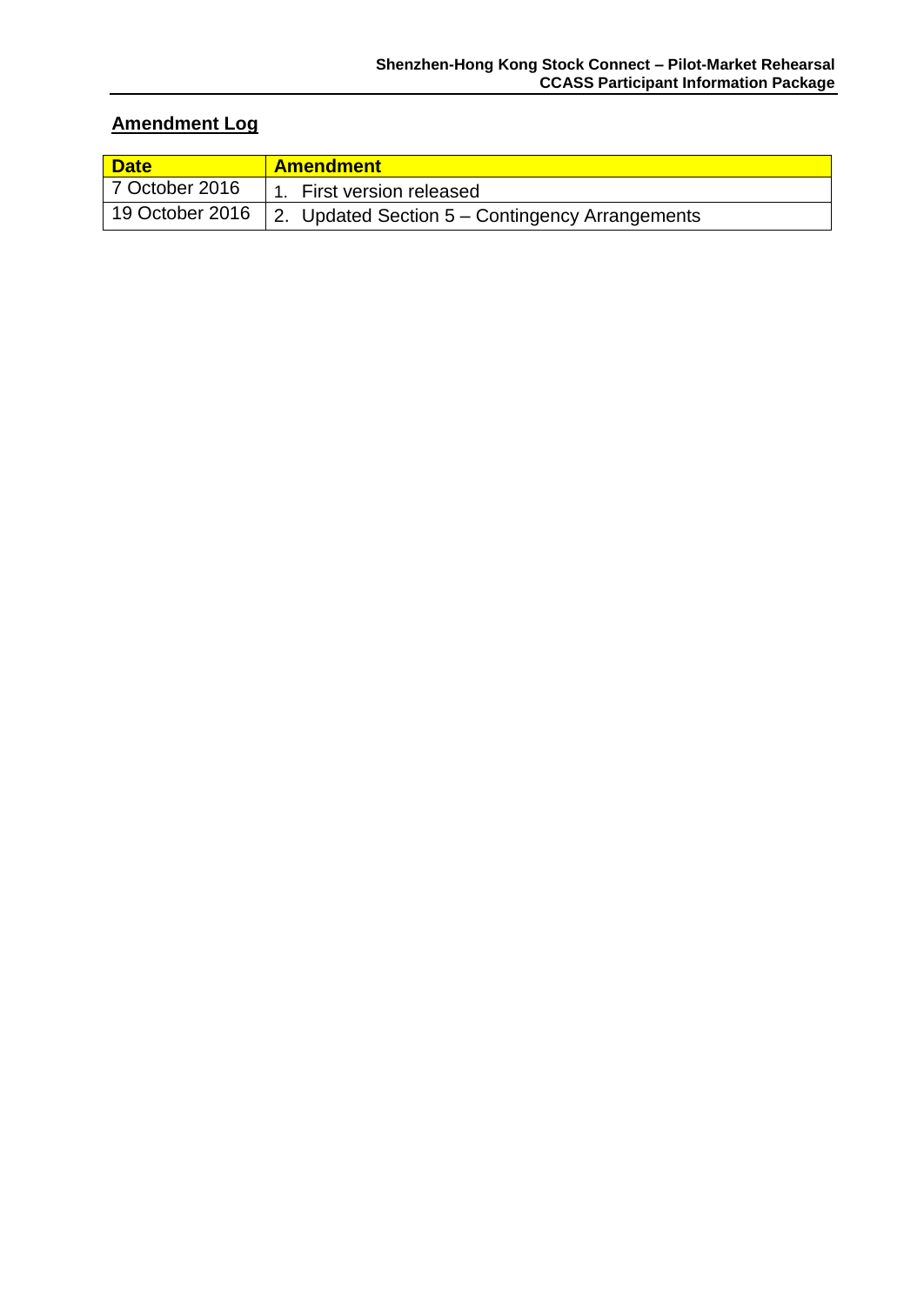## Amendment Log

| Date | Amendment |
| --- | --- |
| 7 October 2016 | 1. First version released |
| 19 October 2016 | 2. Updated Section 5 – Contingency Arrangements |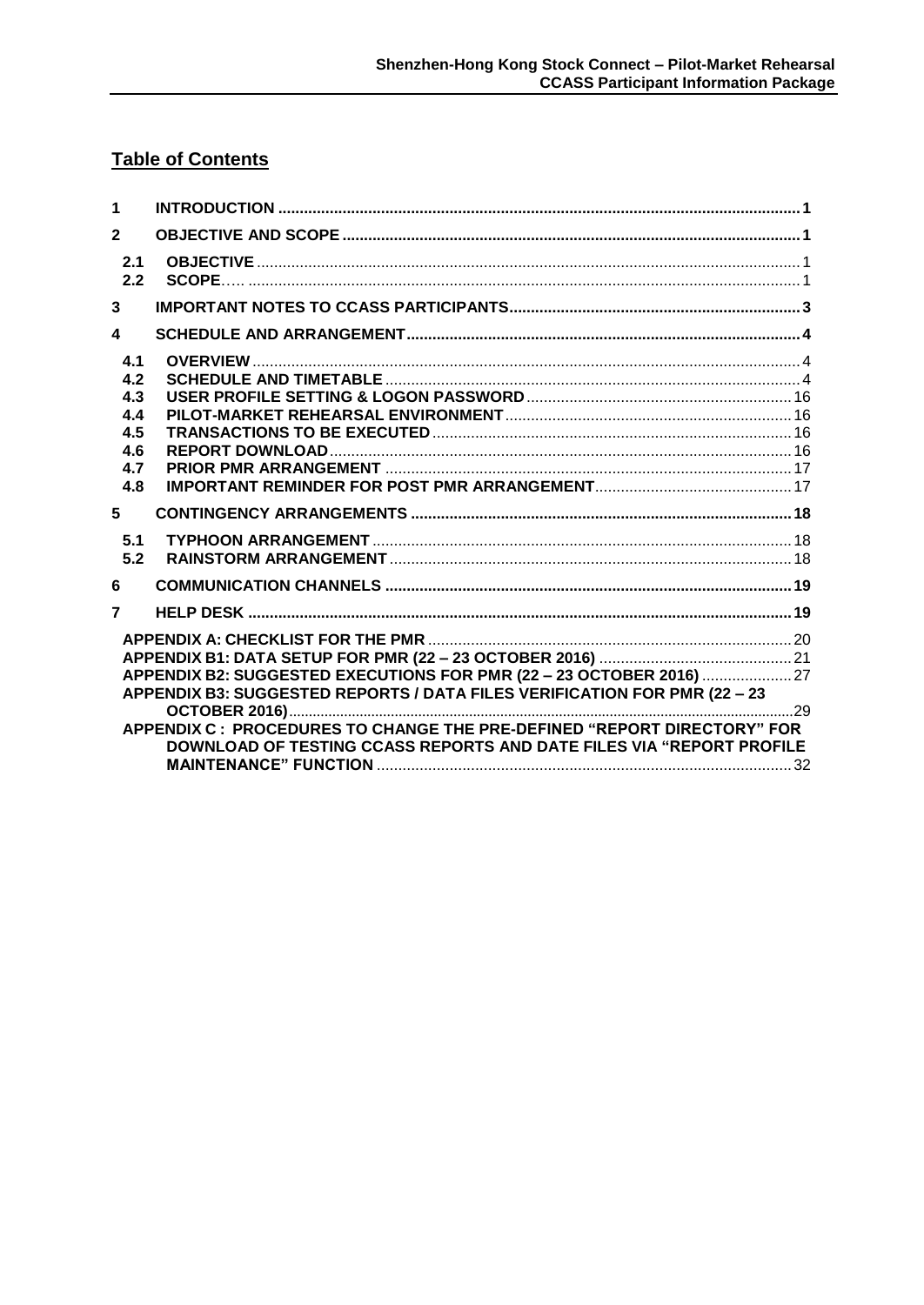## Table of Contents

| | | |
|---|---|---|
| **1** | **INTRODUCTION** | **1** |
| **2** | **OBJECTIVE AND SCOPE** | **1** |
| **2.1** | **OBJECTIVE** | 1 |
| **2.2** | **SCOPE**….. | 1 |
| **3** | **IMPORTANT NOTES TO CCASS PARTICIPANTS** | **3** |
| **4** | **SCHEDULE AND ARRANGEMENT** | **4** |
| **4.1** | **OVERVIEW** | 4 |
| **4.2** | **SCHEDULE AND TIMETABLE** | 4 |
| **4.3** | **USER PROFILE SETTING & LOGON PASSWORD** | 16 |
| **4.4** | **PILOT-MARKET REHEARSAL ENVIRONMENT** | 16 |
| **4.5** | **TRANSACTIONS TO BE EXECUTED** | 16 |
| **4.6** | **REPORT DOWNLOAD** | 16 |
| **4.7** | **PRIOR PMR ARRANGEMENT** | 17 |
| **4.8** | **IMPORTANT REMINDER FOR POST PMR ARRANGEMENT** | 17 |
| **5** | **CONTINGENCY ARRANGEMENTS** | **18** |
| **5.1** | **TYPHOON ARRANGEMENT** | 18 |
| **5.2** | **RAINSTORM ARRANGEMENT** | 18 |
| **6** | **COMMUNICATION CHANNELS** | **19** |
| **7** | **HELP DESK** | **19** |
| | **APPENDIX A: CHECKLIST FOR THE PMR** | 20 |
| | **APPENDIX B1: DATA SETUP FOR PMR (22 – 23 OCTOBER 2016)** | 21 |
| | **APPENDIX B2: SUGGESTED EXECUTIONS FOR PMR (22 – 23 OCTOBER 2016)** | 27 |
| | **APPENDIX B3: SUGGESTED REPORTS / DATA FILES VERIFICATION FOR PMR (22 – 23 OCTOBER 2016)** | 29 |
| | **APPENDIX C : PROCEDURES TO CHANGE THE PRE-DEFINED "REPORT DIRECTORY" FOR DOWNLOAD OF TESTING CCASS REPORTS AND DATE FILES VIA "REPORT PROFILE MAINTENANCE" FUNCTION** | 32 |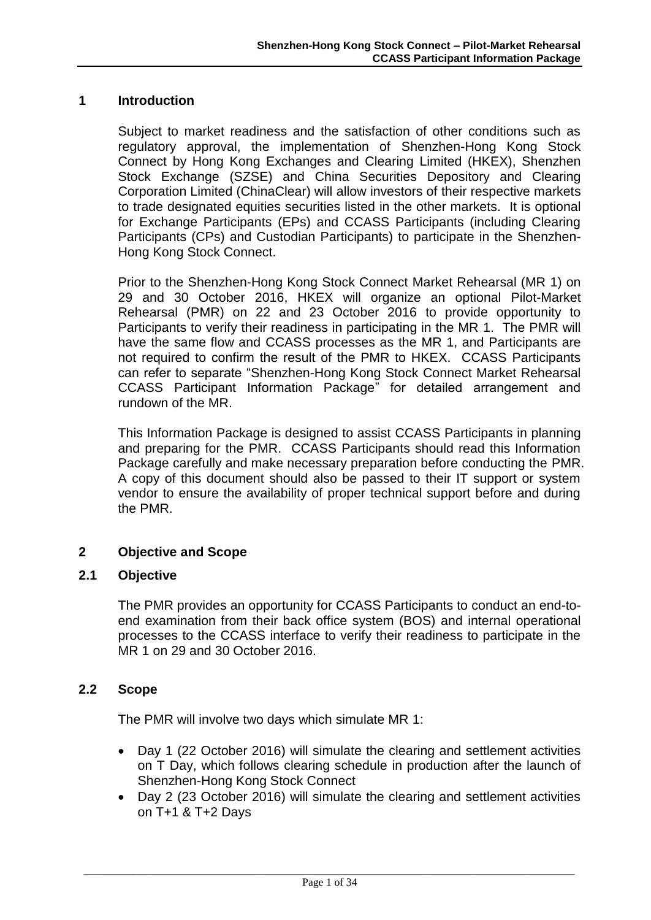# 1 Introduction

Subject to market readiness and the satisfaction of other conditions such as regulatory approval, the implementation of Shenzhen-Hong Kong Stock Connect by Hong Kong Exchanges and Clearing Limited (HKEX), Shenzhen Stock Exchange (SZSE) and China Securities Depository and Clearing Corporation Limited (ChinaClear) will allow investors of their respective markets to trade designated equities securities listed in the other markets. It is optional for Exchange Participants (EPs) and CCASS Participants (including Clearing Participants (CPs) and Custodian Participants) to participate in the Shenzhen-Hong Kong Stock Connect.

Prior to the Shenzhen-Hong Kong Stock Connect Market Rehearsal (MR 1) on 29 and 30 October 2016, HKEX will organize an optional Pilot-Market Rehearsal (PMR) on 22 and 23 October 2016 to provide opportunity to Participants to verify their readiness in participating in the MR 1. The PMR will have the same flow and CCASS processes as the MR 1, and Participants are not required to confirm the result of the PMR to HKEX. CCASS Participants can refer to separate "Shenzhen-Hong Kong Stock Connect Market Rehearsal CCASS Participant Information Package" for detailed arrangement and rundown of the MR.

This Information Package is designed to assist CCASS Participants in planning and preparing for the PMR. CCASS Participants should read this Information Package carefully and make necessary preparation before conducting the PMR. A copy of this document should also be passed to their IT support or system vendor to ensure the availability of proper technical support before and during the PMR.

# 2 Objective and Scope

## 2.1 Objective

The PMR provides an opportunity for CCASS Participants to conduct an end-to-end examination from their back office system (BOS) and internal operational processes to the CCASS interface to verify their readiness to participate in the MR 1 on 29 and 30 October 2016.

## 2.2 Scope

The PMR will involve two days which simulate MR 1:

- Day 1 (22 October 2016) will simulate the clearing and settlement activities on T Day, which follows clearing schedule in production after the launch of Shenzhen-Hong Kong Stock Connect
- Day 2 (23 October 2016) will simulate the clearing and settlement activities on T+1 & T+2 Days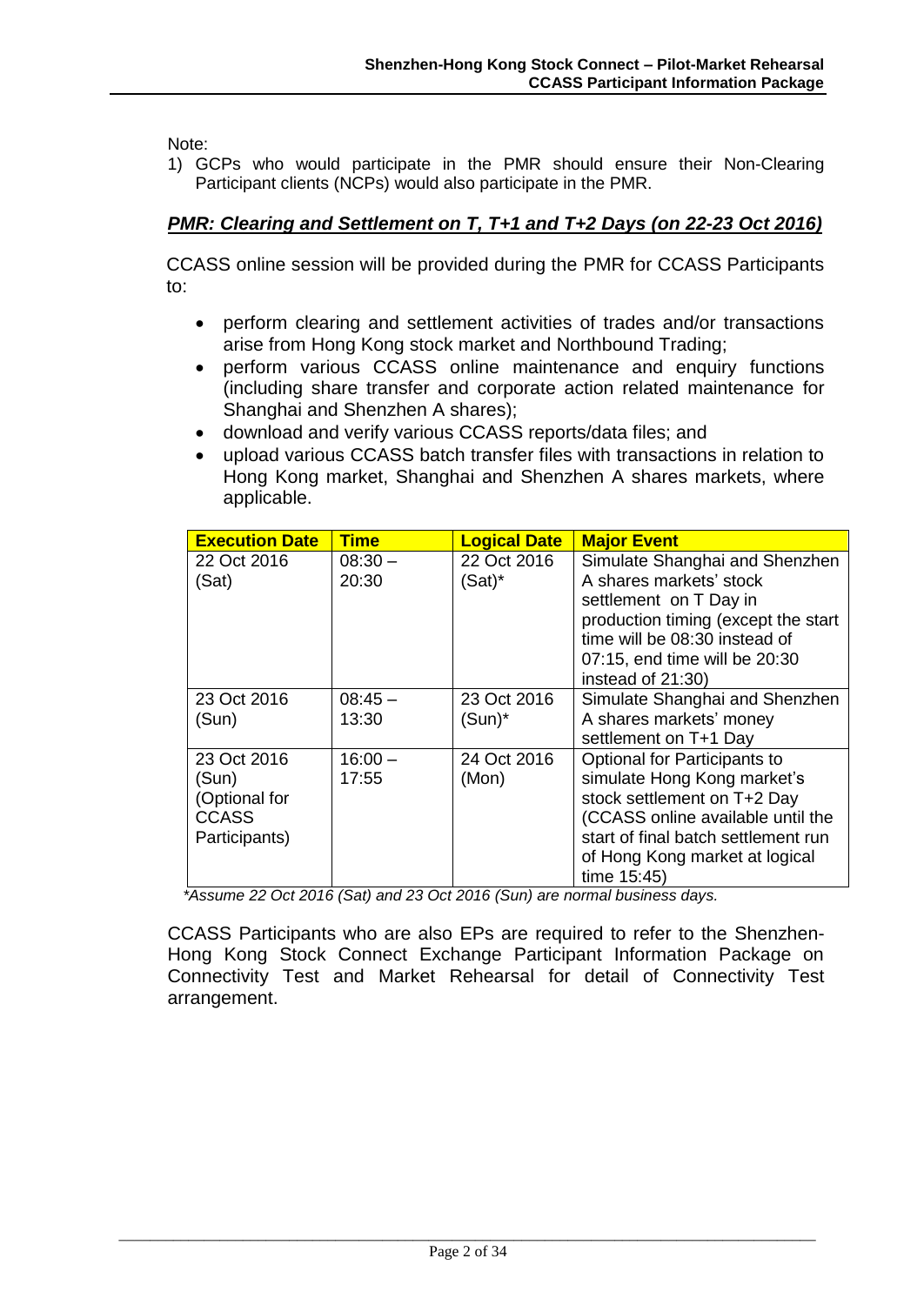Note:

1) GCPs who would participate in the PMR should ensure their Non-Clearing Participant clients (NCPs) would also participate in the PMR.

## *PMR: Clearing and Settlement on T, T+1 and T+2 Days (on 22-23 Oct 2016)*

CCASS online session will be provided during the PMR for CCASS Participants to:

- perform clearing and settlement activities of trades and/or transactions arise from Hong Kong stock market and Northbound Trading;
- perform various CCASS online maintenance and enquiry functions (including share transfer and corporate action related maintenance for Shanghai and Shenzhen A shares);
- download and verify various CCASS reports/data files; and
- upload various CCASS batch transfer files with transactions in relation to Hong Kong market, Shanghai and Shenzhen A shares markets, where applicable.

| Execution Date | Time | Logical Date | Major Event |
|---|---|---|---|
| 22 Oct 2016 (Sat) | 08:30 – 20:30 | 22 Oct 2016 (Sat)* | Simulate Shanghai and Shenzhen A shares markets' stock settlement on T Day in production timing (except the start time will be 08:30 instead of 07:15, end time will be 20:30 instead of 21:30) |
| 23 Oct 2016 (Sun) | 08:45 – 13:30 | 23 Oct 2016 (Sun)* | Simulate Shanghai and Shenzhen A shares markets' money settlement on T+1 Day |
| 23 Oct 2016 (Sun) (Optional for CCASS Participants) | 16:00 – 17:55 | 24 Oct 2016 (Mon) | Optional for Participants to simulate Hong Kong market's stock settlement on T+2 Day (CCASS online available until the start of final batch settlement run of Hong Kong market at logical time 15:45) |

*\*Assume 22 Oct 2016 (Sat) and 23 Oct 2016 (Sun) are normal business days.*

CCASS Participants who are also EPs are required to refer to the Shenzhen-Hong Kong Stock Connect Exchange Participant Information Package on Connectivity Test and Market Rehearsal for detail of Connectivity Test arrangement.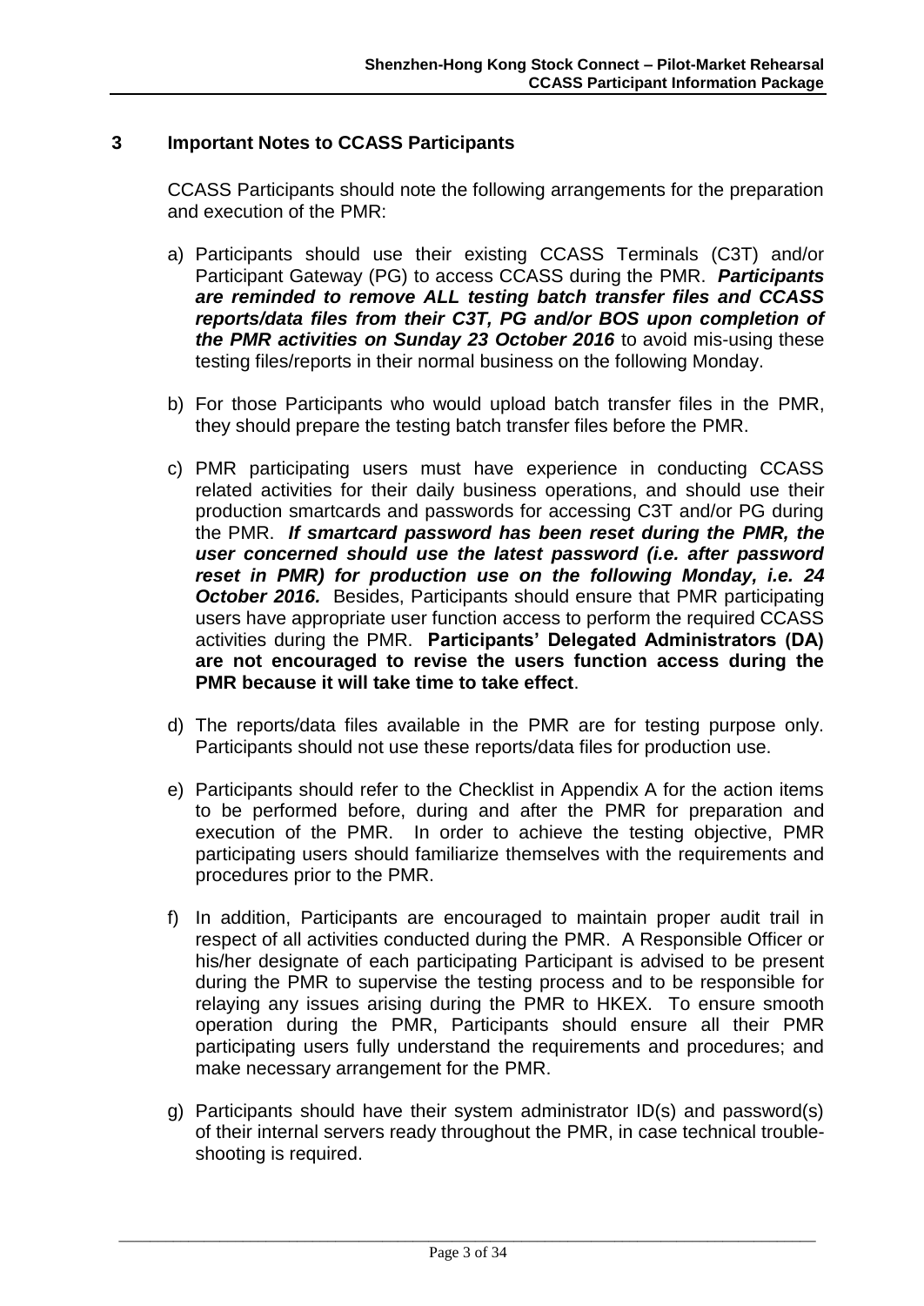## 3 Important Notes to CCASS Participants

CCASS Participants should note the following arrangements for the preparation and execution of the PMR:

a) Participants should use their existing CCASS Terminals (C3T) and/or Participant Gateway (PG) to access CCASS during the PMR. ***Participants are reminded to remove ALL testing batch transfer files and CCASS reports/data files from their C3T, PG and/or BOS upon completion of the PMR activities on Sunday 23 October 2016*** to avoid mis-using these testing files/reports in their normal business on the following Monday.

b) For those Participants who would upload batch transfer files in the PMR, they should prepare the testing batch transfer files before the PMR.

c) PMR participating users must have experience in conducting CCASS related activities for their daily business operations, and should use their production smartcards and passwords for accessing C3T and/or PG during the PMR. ***If smartcard password has been reset during the PMR, the user concerned should use the latest password (i.e. after password reset in PMR) for production use on the following Monday, i.e. 24 October 2016.*** Besides, Participants should ensure that PMR participating users have appropriate user function access to perform the required CCASS activities during the PMR. **Participants' Delegated Administrators (DA) are not encouraged to revise the users function access during the PMR because it will take time to take effect**.

d) The reports/data files available in the PMR are for testing purpose only. Participants should not use these reports/data files for production use.

e) Participants should refer to the Checklist in Appendix A for the action items to be performed before, during and after the PMR for preparation and execution of the PMR. In order to achieve the testing objective, PMR participating users should familiarize themselves with the requirements and procedures prior to the PMR.

f) In addition, Participants are encouraged to maintain proper audit trail in respect of all activities conducted during the PMR. A Responsible Officer or his/her designate of each participating Participant is advised to be present during the PMR to supervise the testing process and to be responsible for relaying any issues arising during the PMR to HKEX. To ensure smooth operation during the PMR, Participants should ensure all their PMR participating users fully understand the requirements and procedures; and make necessary arrangement for the PMR.

g) Participants should have their system administrator ID(s) and password(s) of their internal servers ready throughout the PMR, in case technical trouble-shooting is required.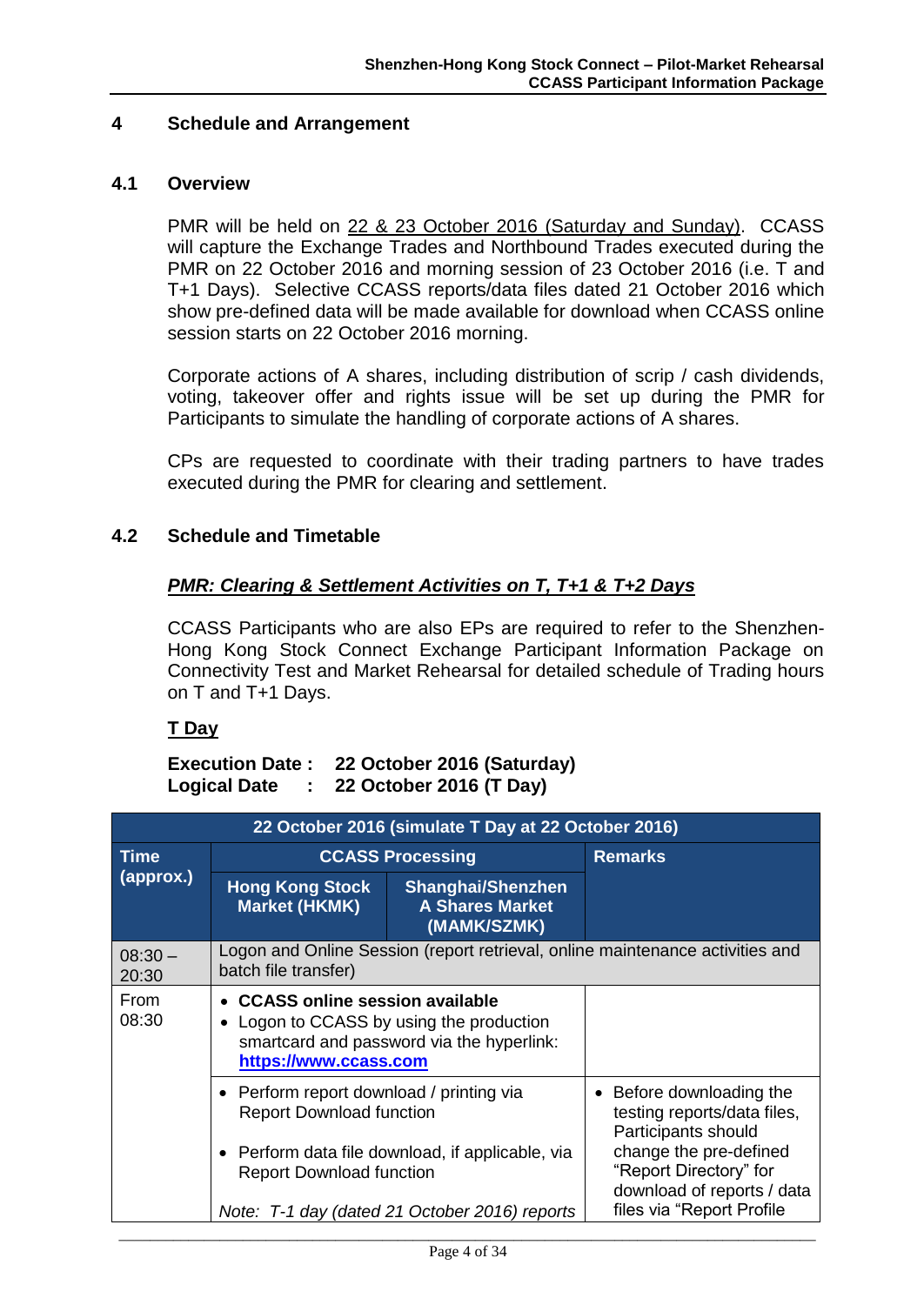# 4 Schedule and Arrangement

## 4.1 Overview

PMR will be held on 22 & 23 October 2016 (Saturday and Sunday). CCASS will capture the Exchange Trades and Northbound Trades executed during the PMR on 22 October 2016 and morning session of 23 October 2016 (i.e. T and T+1 Days). Selective CCASS reports/data files dated 21 October 2016 which show pre-defined data will be made available for download when CCASS online session starts on 22 October 2016 morning.

Corporate actions of A shares, including distribution of scrip / cash dividends, voting, takeover offer and rights issue will be set up during the PMR for Participants to simulate the handling of corporate actions of A shares.

CPs are requested to coordinate with their trading partners to have trades executed during the PMR for clearing and settlement.

## 4.2 Schedule and Timetable

***PMR: Clearing & Settlement Activities on T, T+1 & T+2 Days***

CCASS Participants who are also EPs are required to refer to the Shenzhen-Hong Kong Stock Connect Exchange Participant Information Package on Connectivity Test and Market Rehearsal for detailed schedule of Trading hours on T and T+1 Days.

**T Day**

**Execution Date : 22 October 2016 (Saturday)**
**Logical Date : 22 October 2016 (T Day)**

| 22 October 2016 (simulate T Day at 22 October 2016) | | | |
|---|---|---|---|
| **Time (approx.)** | **CCASS Processing** | | **Remarks** |
| | **Hong Kong Stock Market (HKMK)** | **Shanghai/Shenzhen A Shares Market (MAMK/SZMK)** | |
| 08:30 – 20:30 | Logon and Online Session (report retrieval, online maintenance activities and batch file transfer) | | |
| From 08:30 | • **CCASS online session available**<br>• Logon to CCASS by using the production smartcard and password via the hyperlink: **https://www.ccass.com** | | |
| | • Perform report download / printing via Report Download function<br><br>• Perform data file download, if applicable, via Report Download function<br><br>*Note: T-1 day (dated 21 October 2016) reports* | | • Before downloading the testing reports/data files, Participants should change the pre-defined "Report Directory" for download of reports / data files via "Report Profile |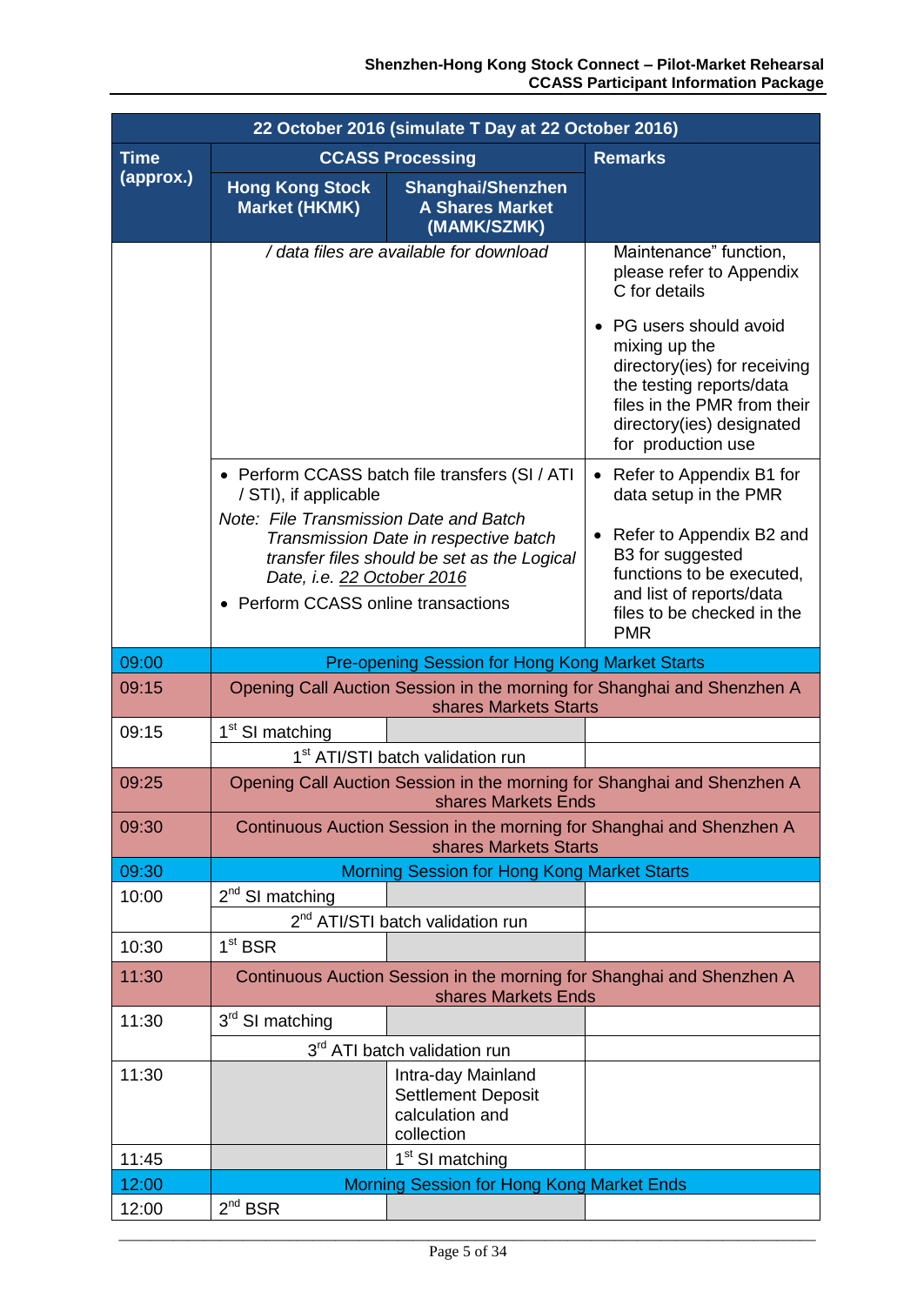| 22 October 2016 (simulate T Day at 22 October 2016) | | | |
|---|---|---|---|
| **Time (approx.)** | **CCASS Processing** | | **Remarks** |
| | **Hong Kong Stock Market (HKMK)** | **Shanghai/Shenzhen A Shares Market (MAMK/SZMK)** | |
| | */ data files are available for download* | | Maintenance" function, please refer to Appendix C for details<br>• PG users should avoid mixing up the directory(ies) for receiving the testing reports/data files in the PMR from their directory(ies) designated for production use |
| | • Perform CCASS batch file transfers (SI / ATI / STI), if applicable<br>*Note: File Transmission Date and Batch Transmission Date in respective batch transfer files should be set as the Logical Date, i.e. 22 October 2016*<br>• Perform CCASS online transactions | | • Refer to Appendix B1 for data setup in the PMR<br>• Refer to Appendix B2 and B3 for suggested functions to be executed, and list of reports/data files to be checked in the PMR |
| 09:00 | Pre-opening Session for Hong Kong Market Starts | | |
| 09:15 | Opening Call Auction Session in the morning for Shanghai and Shenzhen A shares Markets Starts | | |
| 09:15 | 1st SI matching | | |
| | 1st ATI/STI batch validation run | | |
| 09:25 | Opening Call Auction Session in the morning for Shanghai and Shenzhen A shares Markets Ends | | |
| 09:30 | Continuous Auction Session in the morning for Shanghai and Shenzhen A shares Markets Starts | | |
| 09:30 | Morning Session for Hong Kong Market Starts | | |
| 10:00 | 2nd SI matching | | |
| | 2nd ATI/STI batch validation run | | |
| 10:30 | 1st BSR | | |
| 11:30 | Continuous Auction Session in the morning for Shanghai and Shenzhen A shares Markets Ends | | |
| 11:30 | 3rd SI matching | | |
| | 3rd ATI batch validation run | | |
| 11:30 | | Intra-day Mainland Settlement Deposit calculation and collection | |
| 11:45 | | 1st SI matching | |
| 12:00 | Morning Session for Hong Kong Market Ends | | |
| 12:00 | 2nd BSR | | |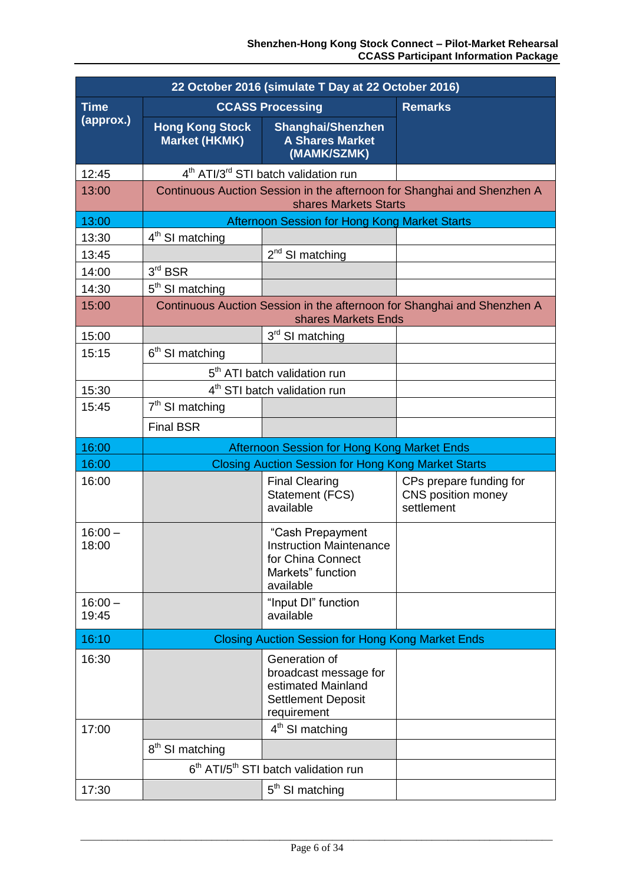| 22 October 2016 (simulate T Day at 22 October 2016) | | | |
|---|---|---|---|
| **Time (approx.)** | **CCASS Processing** | | **Remarks** |
| | **Hong Kong Stock Market (HKMK)** | **Shanghai/Shenzhen A Shares Market (MAMK/SZMK)** | |
| 12:45 | 4th ATI/3rd STI batch validation run | | |
| 13:00 | Continuous Auction Session in the afternoon for Shanghai and Shenzhen A shares Markets Starts | | |
| 13:00 | Afternoon Session for Hong Kong Market Starts | | |
| 13:30 | 4th SI matching | | |
| 13:45 | | 2nd SI matching | |
| 14:00 | 3rd BSR | | |
| 14:30 | 5th SI matching | | |
| 15:00 | Continuous Auction Session in the afternoon for Shanghai and Shenzhen A shares Markets Ends | | |
| 15:00 | | 3rd SI matching | |
| 15:15 | 6th SI matching | | |
| | 5th ATI batch validation run | | |
| 15:30 | 4th STI batch validation run | | |
| 15:45 | 7th SI matching | | |
| | Final BSR | | |
| 16:00 | Afternoon Session for Hong Kong Market Ends | | |
| 16:00 | Closing Auction Session for Hong Kong Market Starts | | |
| 16:00 | | Final Clearing Statement (FCS) available | CPs prepare funding for CNS position money settlement |
| 16:00 – 18:00 | | "Cash Prepayment Instruction Maintenance for China Connect Markets" function available | |
| 16:00 – 19:45 | | "Input DI" function available | |
| 16:10 | Closing Auction Session for Hong Kong Market Ends | | |
| 16:30 | | Generation of broadcast message for estimated Mainland Settlement Deposit requirement | |
| 17:00 | | 4th SI matching | |
| | 8th SI matching | | |
| | 6th ATI/5th STI batch validation run | | |
| 17:30 | | 5th SI matching | |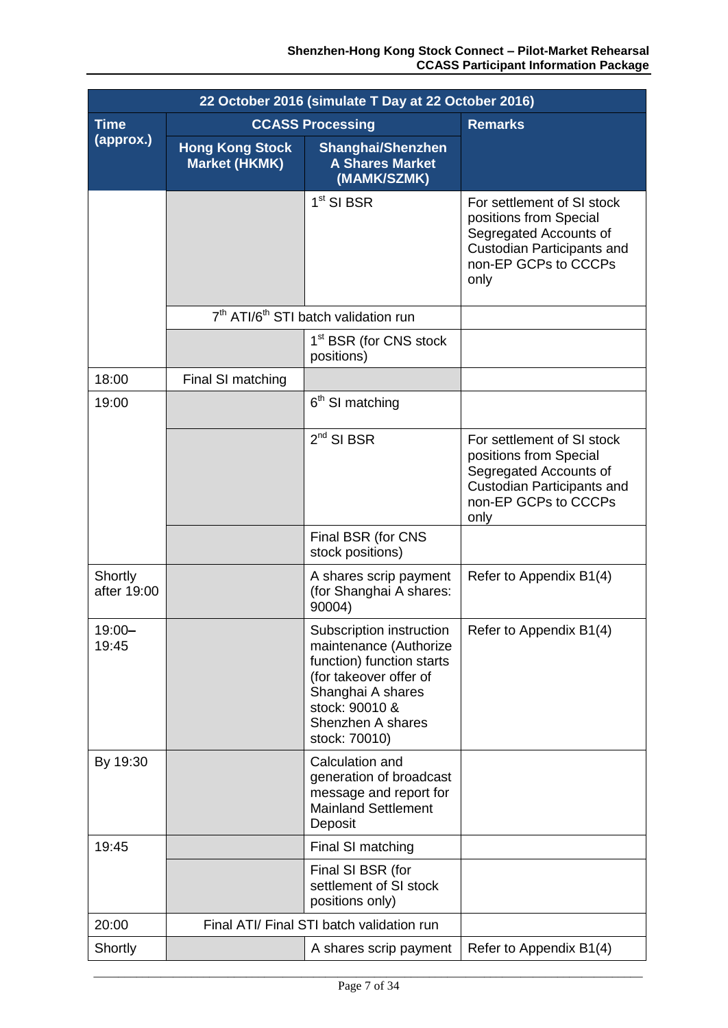| 22 October 2016 (simulate T Day at 22 October 2016) | | | |
|---|---|---|---|
| Time (approx.) | CCASS Processing | | Remarks |
| | Hong Kong Stock Market (HKMK) | Shanghai/Shenzhen A Shares Market (MAMK/SZMK) | |
| | | 1st SI BSR | For settlement of SI stock positions from Special Segregated Accounts of Custodian Participants and non-EP GCPs to CCCPs only |
| | 7th ATI/6th STI batch validation run | | |
| | | 1st BSR (for CNS stock positions) | |
| 18:00 | Final SI matching | | |
| 19:00 | | 6th SI matching | |
| | | 2nd SI BSR | For settlement of SI stock positions from Special Segregated Accounts of Custodian Participants and non-EP GCPs to CCCPs only |
| | | Final BSR (for CNS stock positions) | |
| Shortly after 19:00 | | A shares scrip payment (for Shanghai A shares: 90004) | Refer to Appendix B1(4) |
| 19:00–19:45 | | Subscription instruction maintenance (Authorize function) function starts (for takeover offer of Shanghai A shares stock: 90010 & Shenzhen A shares stock: 70010) | Refer to Appendix B1(4) |
| By 19:30 | | Calculation and generation of broadcast message and report for Mainland Settlement Deposit | |
| 19:45 | | Final SI matching | |
| | | Final SI BSR (for settlement of SI stock positions only) | |
| 20:00 | Final ATI/ Final STI batch validation run | | |
| Shortly | | A shares scrip payment | Refer to Appendix B1(4) |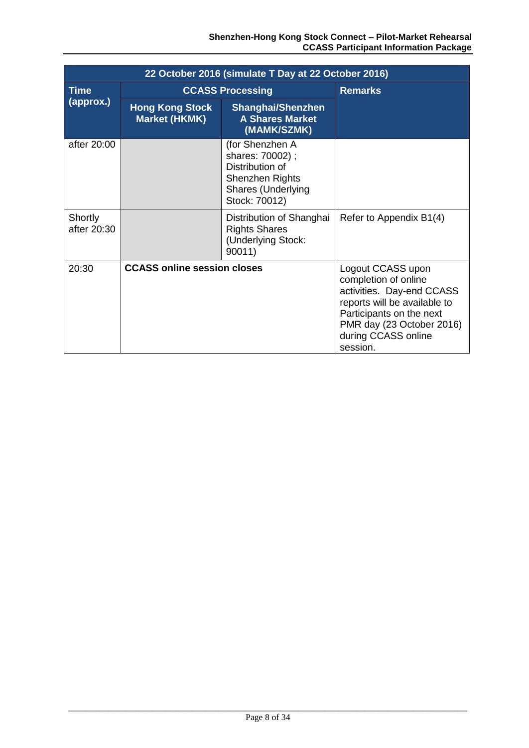| 22 October 2016 (simulate T Day at 22 October 2016) | | | |
|---|---|---|---|
| **Time (approx.)** | **CCASS Processing** | | **Remarks** |
| | **Hong Kong Stock Market (HKMK)** | **Shanghai/Shenzhen A Shares Market (MAMK/SZMK)** | |
| after 20:00 | | (for Shenzhen A shares: 70002) ; Distribution of Shenzhen Rights Shares (Underlying Stock: 70012) | |
| Shortly after 20:30 | | Distribution of Shanghai Rights Shares (Underlying Stock: 90011) | Refer to Appendix B1(4) |
| 20:30 | **CCASS online session closes** | | Logout CCASS upon completion of online activities. Day-end CCASS reports will be available to Participants on the next PMR day (23 October 2016) during CCASS online session. |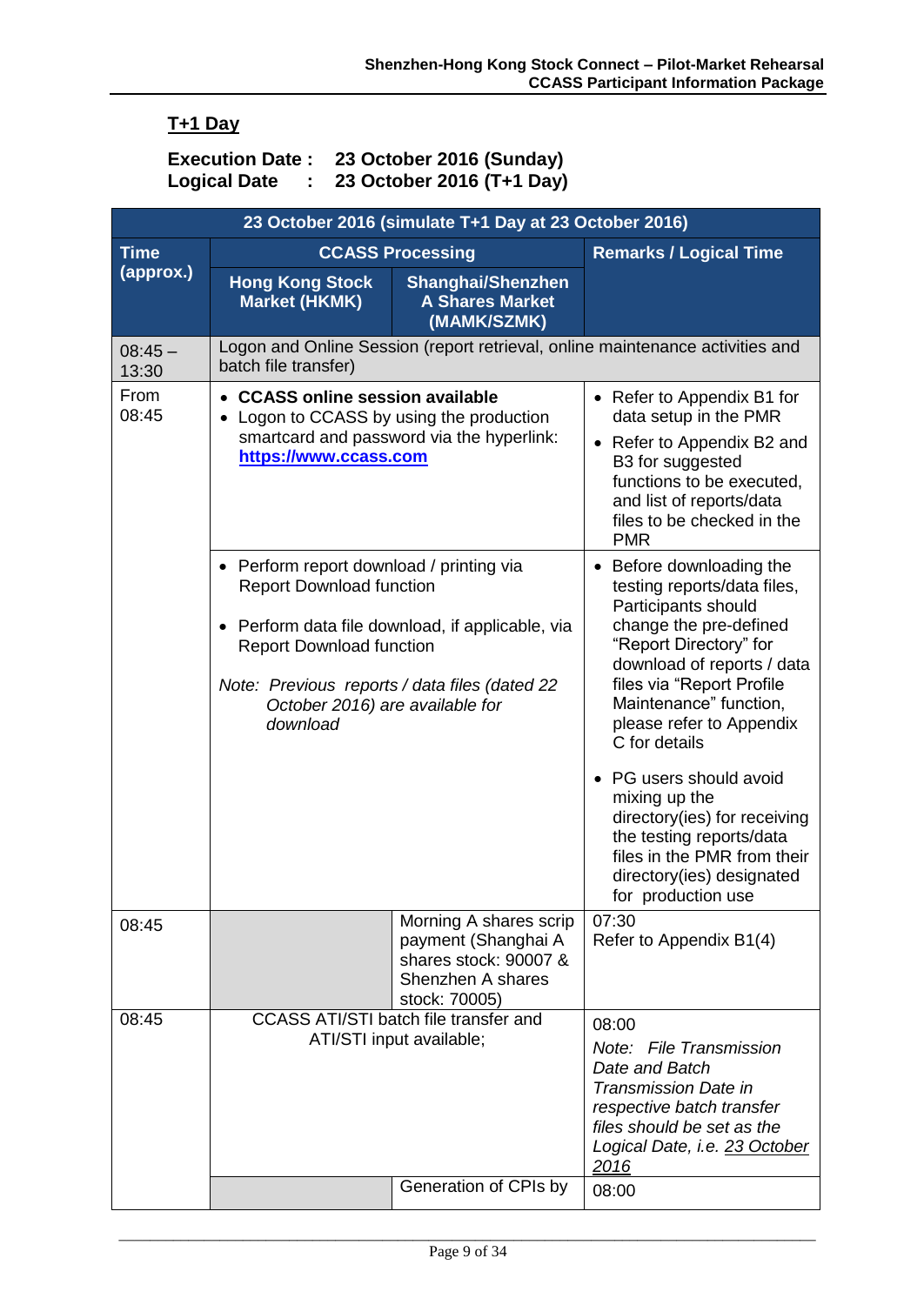## T+1 Day

**Execution Date : 23 October 2016 (Sunday)**
**Logical Date : 23 October 2016 (T+1 Day)**

| 23 October 2016 (simulate T+1 Day at 23 October 2016) | | | |
|---|---|---|---|
| **Time (approx.)** | **CCASS Processing** | | **Remarks / Logical Time** |
| | **Hong Kong Stock Market (HKMK)** | **Shanghai/Shenzhen A Shares Market (MAMK/SZMK)** | |
| 08:45 – 13:30 | Logon and Online Session (report retrieval, online maintenance activities and batch file transfer) | | |
| From 08:45 | • **CCASS online session available**<br>• Logon to CCASS by using the production smartcard and password via the hyperlink: **https://www.ccass.com** | | • Refer to Appendix B1 for data setup in the PMR<br>• Refer to Appendix B2 and B3 for suggested functions to be executed, and list of reports/data files to be checked in the PMR |
| | • Perform report download / printing via Report Download function<br>• Perform data file download, if applicable, via Report Download function<br>*Note: Previous reports / data files (dated 22 October 2016) are available for download* | | • Before downloading the testing reports/data files, Participants should change the pre-defined "Report Directory" for download of reports / data files via "Report Profile Maintenance" function, please refer to Appendix C for details<br>• PG users should avoid mixing up the directory(ies) for receiving the testing reports/data files in the PMR from their directory(ies) designated for production use |
| 08:45 | | Morning A shares scrip payment (Shanghai A shares stock: 90007 & Shenzhen A shares stock: 70005) | 07:30<br>Refer to Appendix B1(4) |
| 08:45 | CCASS ATI/STI batch file transfer and ATI/STI input available; | | 08:00<br>*Note: File Transmission Date and Batch Transmission Date in respective batch transfer files should be set as the Logical Date, i.e. 23 October 2016* |
| | | Generation of CPIs by | 08:00 |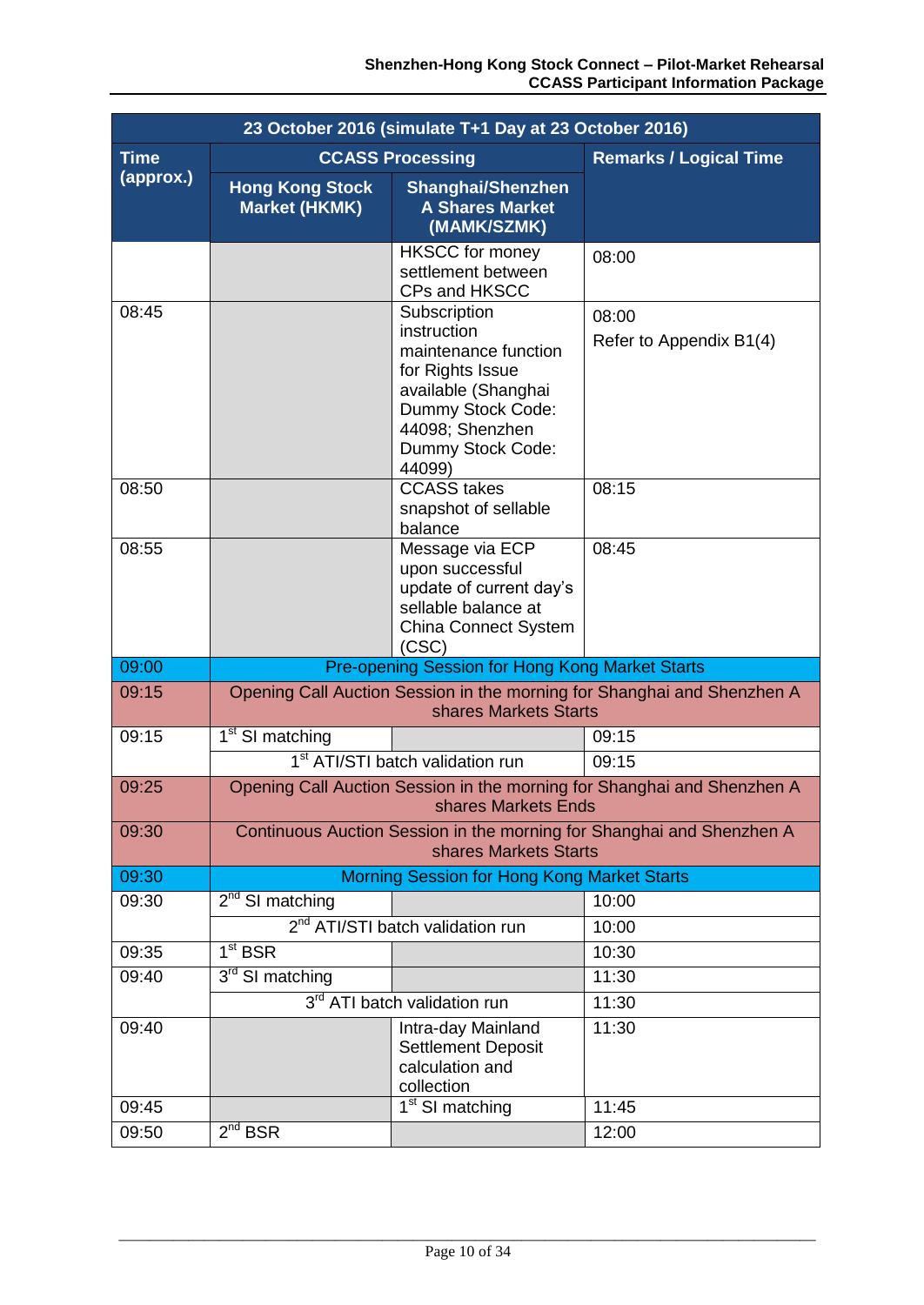| 23 October 2016 (simulate T+1 Day at 23 October 2016) | | | |
|---|---|---|---|
| **Time (approx.)** | **CCASS Processing** | | **Remarks / Logical Time** |
| | **Hong Kong Stock Market (HKMK)** | **Shanghai/Shenzhen A Shares Market (MAMK/SZMK)** | |
| | | HKSCC for money settlement between CPs and HKSCC | 08:00 |
| 08:45 | | Subscription instruction maintenance function for Rights Issue available (Shanghai Dummy Stock Code: 44098; Shenzhen Dummy Stock Code: 44099) | 08:00<br>Refer to Appendix B1(4) |
| 08:50 | | CCASS takes snapshot of sellable balance | 08:15 |
| 08:55 | | Message via ECP upon successful update of current day's sellable balance at China Connect System (CSC) | 08:45 |
| 09:00 | Pre-opening Session for Hong Kong Market Starts | | |
| 09:15 | Opening Call Auction Session in the morning for Shanghai and Shenzhen A shares Markets Starts | | |
| 09:15 | 1st SI matching | | 09:15 |
| | 1st ATI/STI batch validation run | | 09:15 |
| 09:25 | Opening Call Auction Session in the morning for Shanghai and Shenzhen A shares Markets Ends | | |
| 09:30 | Continuous Auction Session in the morning for Shanghai and Shenzhen A shares Markets Starts | | |
| 09:30 | Morning Session for Hong Kong Market Starts | | |
| 09:30 | 2nd SI matching | | 10:00 |
| | 2nd ATI/STI batch validation run | | 10:00 |
| 09:35 | 1st BSR | | 10:30 |
| 09:40 | 3rd SI matching | | 11:30 |
| | 3rd ATI batch validation run | | 11:30 |
| 09:40 | | Intra-day Mainland Settlement Deposit calculation and collection | 11:30 |
| 09:45 | | 1st SI matching | 11:45 |
| 09:50 | 2nd BSR | | 12:00 |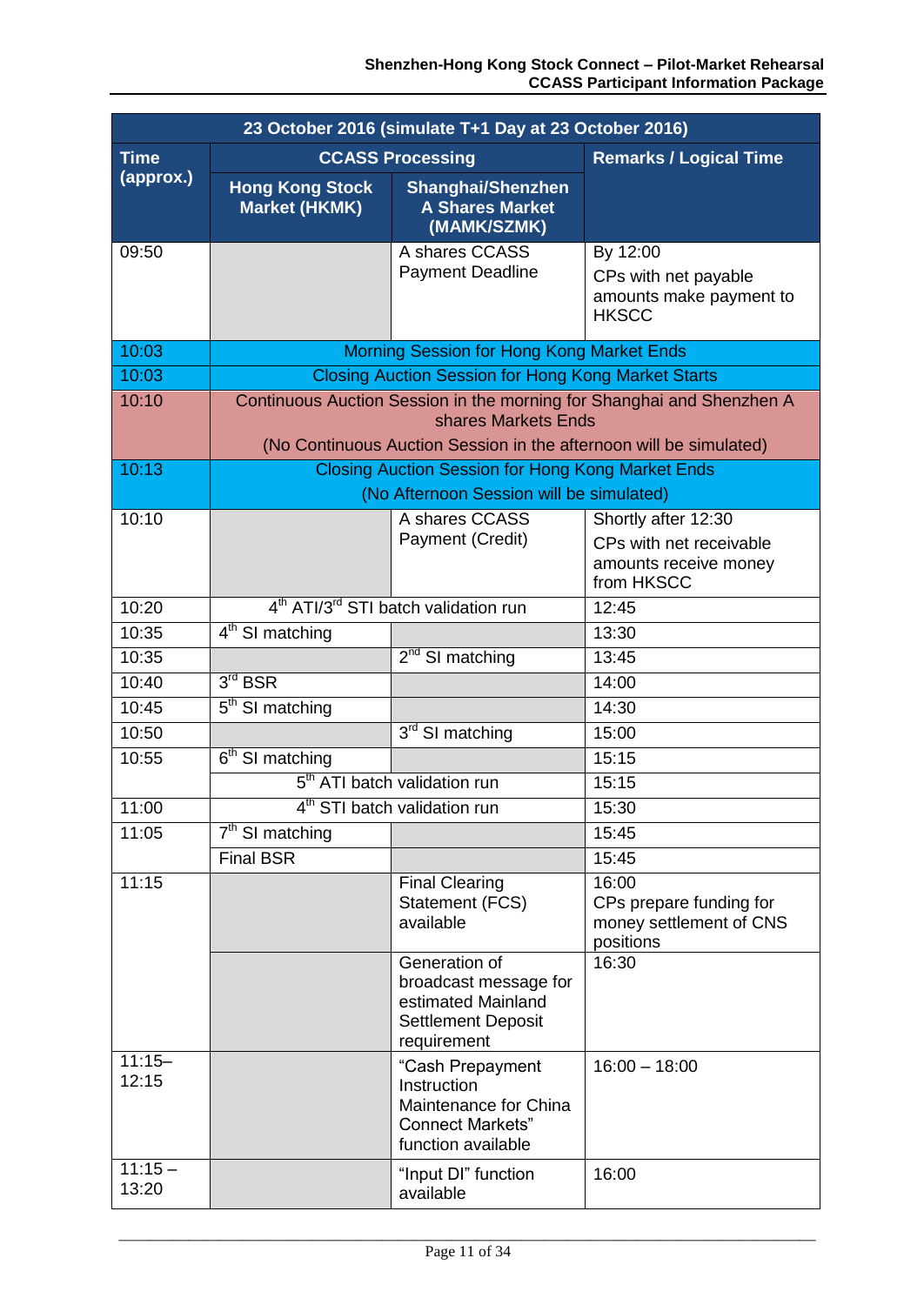| 23 October 2016 (simulate T+1 Day at 23 October 2016) | | | |
|---|---|---|---|
| Time (approx.) | CCASS Processing | | Remarks / Logical Time |
| | Hong Kong Stock Market (HKMK) | Shanghai/Shenzhen A Shares Market (MAMK/SZMK) | |
| 09:50 | | A shares CCASS Payment Deadline | By 12:00<br>CPs with net payable amounts make payment to HKSCC |
| 10:03 | Morning Session for Hong Kong Market Ends | | |
| 10:03 | Closing Auction Session for Hong Kong Market Starts | | |
| 10:10 | Continuous Auction Session in the morning for Shanghai and Shenzhen A shares Markets Ends<br>(No Continuous Auction Session in the afternoon will be simulated) | | |
| 10:13 | Closing Auction Session for Hong Kong Market Ends<br>(No Afternoon Session will be simulated) | | |
| 10:10 | | A shares CCASS Payment (Credit) | Shortly after 12:30<br>CPs with net receivable amounts receive money from HKSCC |
| 10:20 | 4th ATI/3rd STI batch validation run | | 12:45 |
| 10:35 | 4th SI matching | | 13:30 |
| 10:35 | | 2nd SI matching | 13:45 |
| 10:40 | 3rd BSR | | 14:00 |
| 10:45 | 5th SI matching | | 14:30 |
| 10:50 | | 3rd SI matching | 15:00 |
| 10:55 | 6th SI matching | | 15:15 |
| | 5th ATI batch validation run | | 15:15 |
| 11:00 | 4th STI batch validation run | | 15:30 |
| 11:05 | 7th SI matching | | 15:45 |
| | Final BSR | | 15:45 |
| 11:15 | | Final Clearing Statement (FCS) available | 16:00<br>CPs prepare funding for money settlement of CNS positions |
| | | Generation of broadcast message for estimated Mainland Settlement Deposit requirement | 16:30 |
| 11:15–12:15 | | "Cash Prepayment Instruction Maintenance for China Connect Markets" function available | 16:00 – 18:00 |
| 11:15 – 13:20 | | "Input DI" function available | 16:00 |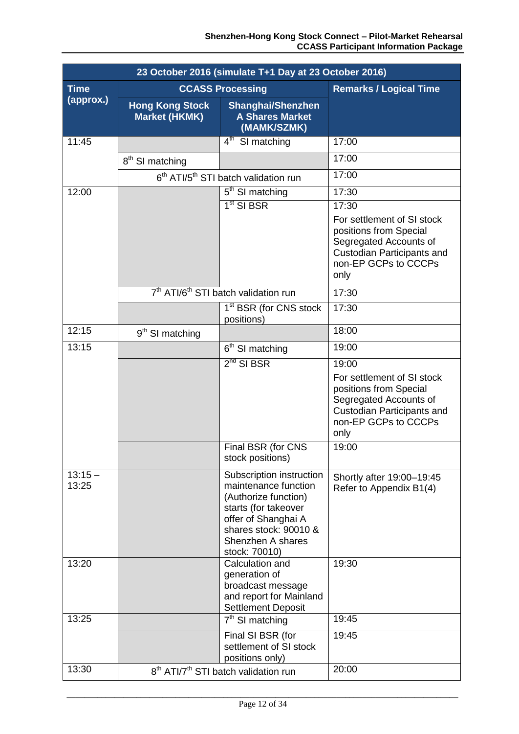| 23 October 2016 (simulate T+1 Day at 23 October 2016) | | | |
|---|---|---|---|
| **Time (approx.)** | **CCASS Processing** | | **Remarks / Logical Time** |
| | **Hong Kong Stock Market (HKMK)** | **Shanghai/Shenzhen A Shares Market (MAMK/SZMK)** | |
| 11:45 | | 4th SI matching | 17:00 |
| | 8th SI matching | | 17:00 |
| | 6th ATI/5th STI batch validation run | | 17:00 |
| 12:00 | | 5th SI matching | 17:30 |
| | | 1st SI BSR | 17:30<br>For settlement of SI stock positions from Special Segregated Accounts of Custodian Participants and non-EP GCPs to CCCPs only |
| | 7th ATI/6th STI batch validation run | | 17:30 |
| | | 1st BSR (for CNS stock positions) | 17:30 |
| 12:15 | 9th SI matching | | 18:00 |
| 13:15 | | 6th SI matching | 19:00 |
| | | 2nd SI BSR | 19:00<br>For settlement of SI stock positions from Special Segregated Accounts of Custodian Participants and non-EP GCPs to CCCPs only |
| | | Final BSR (for CNS stock positions) | 19:00 |
| 13:15 – 13:25 | | Subscription instruction maintenance function (Authorize function) starts (for takeover offer of Shanghai A shares stock: 90010 & Shenzhen A shares stock: 70010) | Shortly after 19:00–19:45<br>Refer to Appendix B1(4) |
| 13:20 | | Calculation and generation of broadcast message and report for Mainland Settlement Deposit | 19:30 |
| 13:25 | | 7th SI matching | 19:45 |
| | | Final SI BSR (for settlement of SI stock positions only) | 19:45 |
| 13:30 | 8th ATI/7th STI batch validation run | | 20:00 |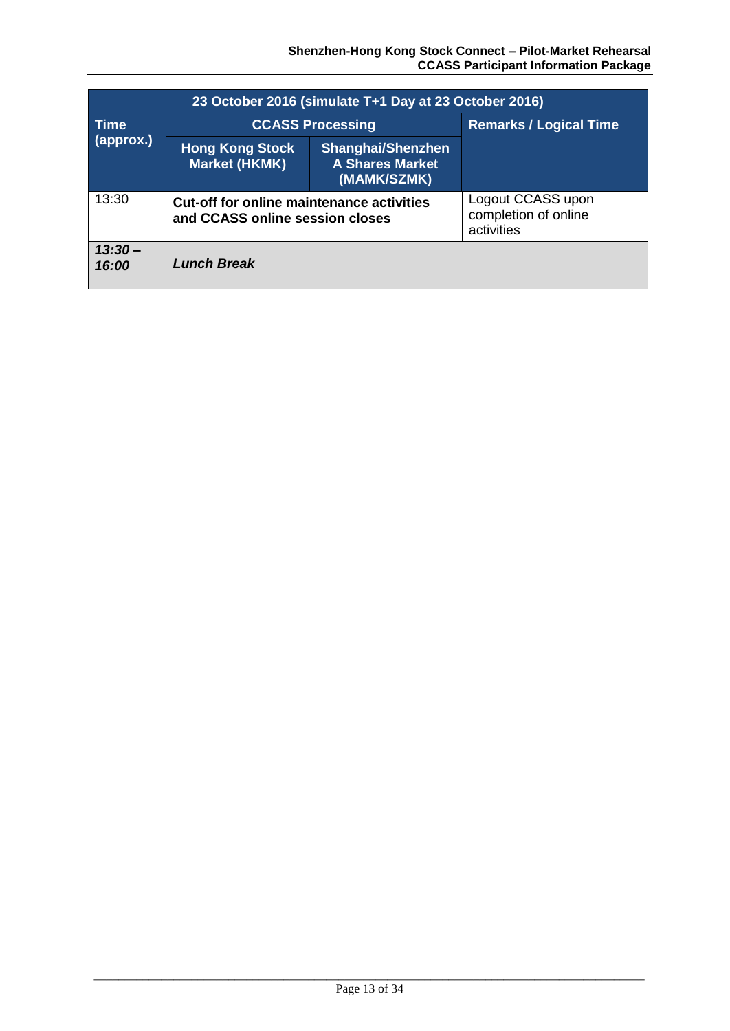| 23 October 2016 (simulate T+1 Day at 23 October 2016) | | | |
|---|---|---|---|
| **Time (approx.)** | **CCASS Processing** | | **Remarks / Logical Time** |
| | **Hong Kong Stock Market (HKMK)** | **Shanghai/Shenzhen A Shares Market (MAMK/SZMK)** | |
| 13:30 | **Cut-off for online maintenance activities and CCASS online session closes** | | Logout CCASS upon completion of online activities |
| ***13:30 – 16:00*** | ***Lunch Break*** | | |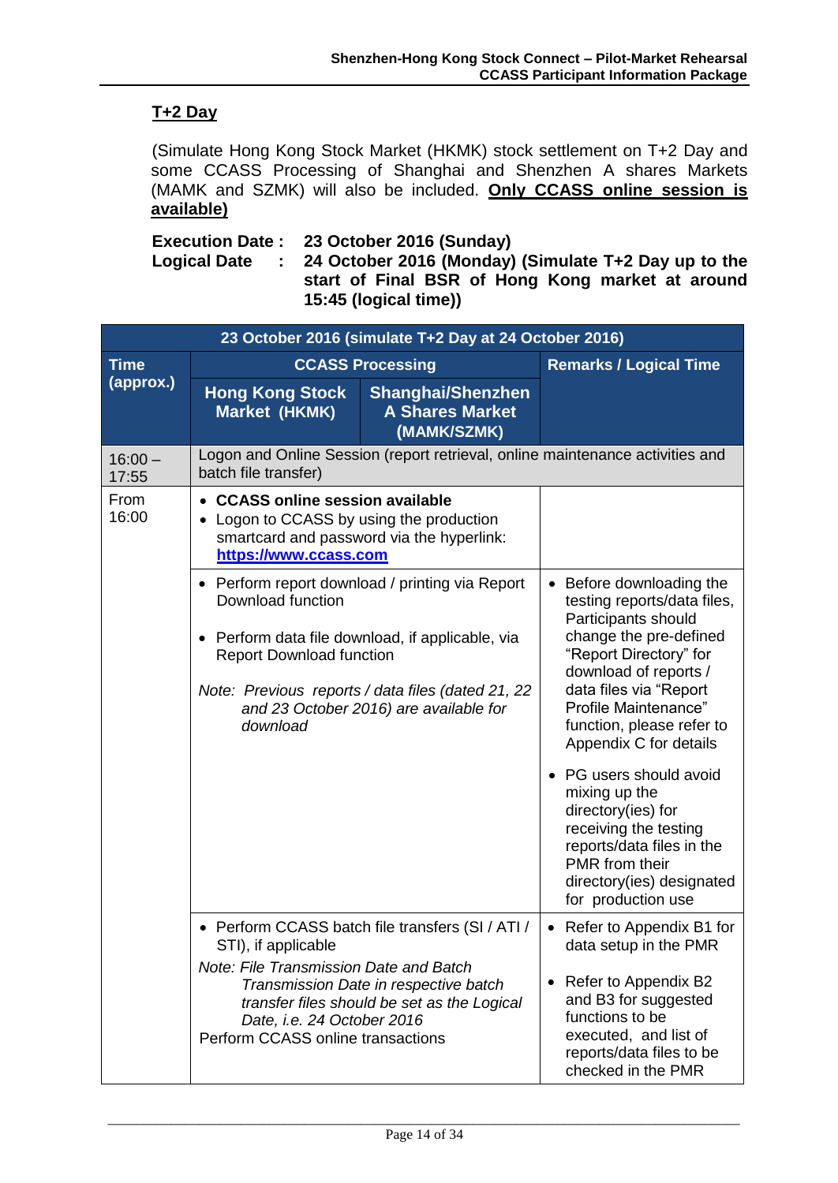## T+2 Day

(Simulate Hong Kong Stock Market (HKMK) stock settlement on T+2 Day and some CCASS Processing of Shanghai and Shenzhen A shares Markets (MAMK and SZMK) will also be included. **Only CCASS online session is available)**

**Execution Date : 23 October 2016 (Sunday)**
**Logical Date : 24 October 2016 (Monday) (Simulate T+2 Day up to the start of Final BSR of Hong Kong market at around 15:45 (logical time))**

| 23 October 2016 (simulate T+2 Day at 24 October 2016) | | | |
|---|---|---|---|
| **Time (approx.)** | **CCASS Processing** | | **Remarks / Logical Time** |
| | **Hong Kong Stock Market (HKMK)** | **Shanghai/Shenzhen A Shares Market (MAMK/SZMK)** | |
| 16:00 – 17:55 | Logon and Online Session (report retrieval, online maintenance activities and batch file transfer) | | |
| From 16:00 | • **CCASS online session available**<br>• Logon to CCASS by using the production smartcard and password via the hyperlink: **https://www.ccass.com** | | |
| | • Perform report download / printing via Report Download function<br>• Perform data file download, if applicable, via Report Download function<br>*Note: Previous reports / data files (dated 21, 22 and 23 October 2016) are available for download* | | • Before downloading the testing reports/data files, Participants should change the pre-defined "Report Directory" for download of reports / data files via "Report Profile Maintenance" function, please refer to Appendix C for details<br>• PG users should avoid mixing up the directory(ies) for receiving the testing reports/data files in the PMR from their directory(ies) designated for production use |
| | • Perform CCASS batch file transfers (SI / ATI / STI), if applicable<br>*Note: File Transmission Date and Batch Transmission Date in respective batch transfer files should be set as the Logical Date, i.e. 24 October 2016*<br>Perform CCASS online transactions | | • Refer to Appendix B1 for data setup in the PMR<br>• Refer to Appendix B2 and B3 for suggested functions to be executed, and list of reports/data files to be checked in the PMR |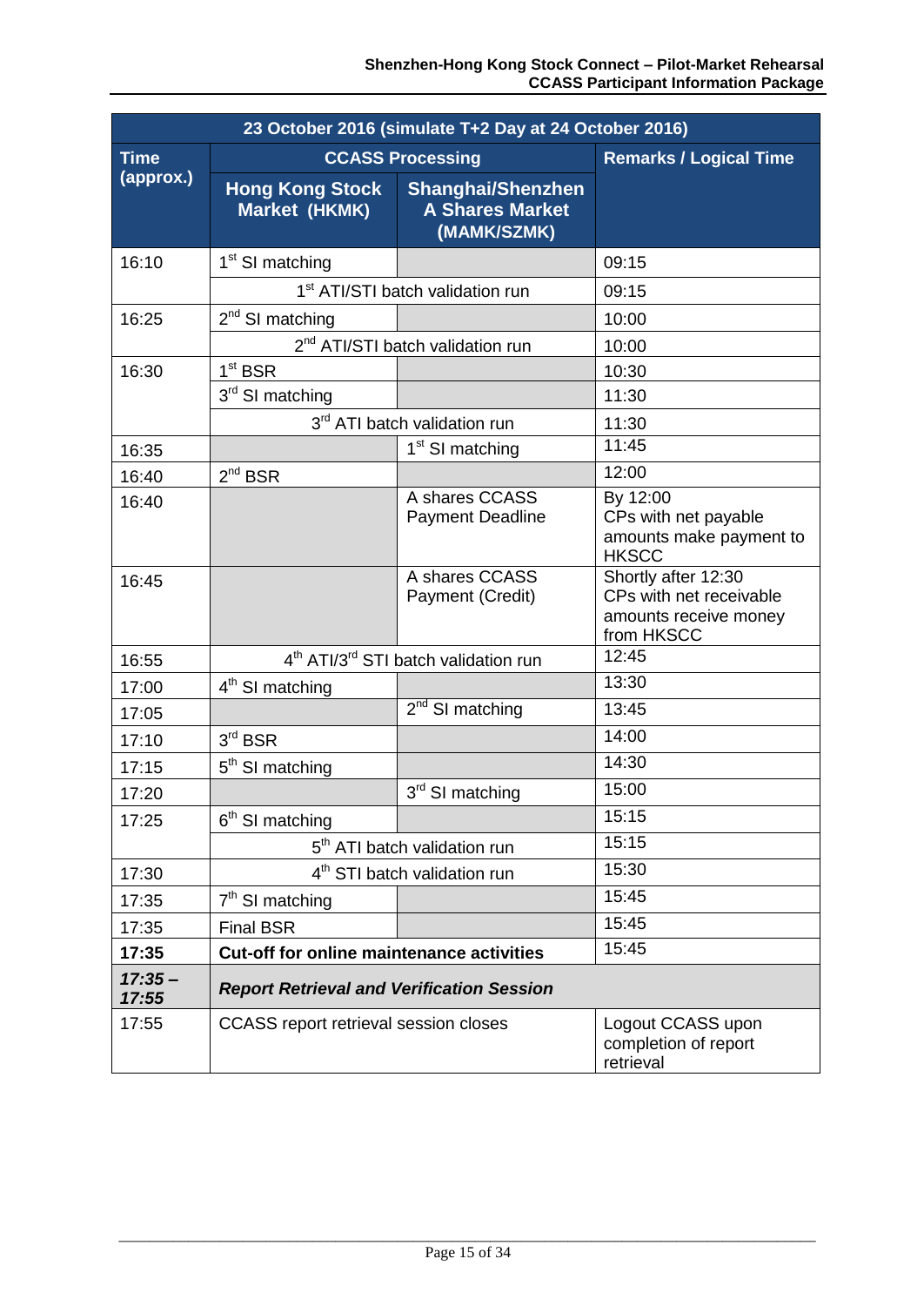| 23 October 2016 (simulate T+2 Day at 24 October 2016) | | | |
|---|---|---|---|
| **Time (approx.)** | **CCASS Processing** | | **Remarks / Logical Time** |
| | **Hong Kong Stock Market (HKMK)** | **Shanghai/Shenzhen A Shares Market (MAMK/SZMK)** | |
| 16:10 | 1st SI matching | | 09:15 |
| | 1st ATI/STI batch validation run | | 09:15 |
| 16:25 | 2nd SI matching | | 10:00 |
| | 2nd ATI/STI batch validation run | | 10:00 |
| 16:30 | 1st BSR | | 10:30 |
| | 3rd SI matching | | 11:30 |
| | 3rd ATI batch validation run | | 11:30 |
| 16:35 | | 1st SI matching | 11:45 |
| 16:40 | 2nd BSR | | 12:00 |
| 16:40 | | A shares CCASS Payment Deadline | By 12:00 CPs with net payable amounts make payment to HKSCC |
| 16:45 | | A shares CCASS Payment (Credit) | Shortly after 12:30 CPs with net receivable amounts receive money from HKSCC |
| 16:55 | 4th ATI/3rd STI batch validation run | | 12:45 |
| 17:00 | 4th SI matching | | 13:30 |
| 17:05 | | 2nd SI matching | 13:45 |
| 17:10 | 3rd BSR | | 14:00 |
| 17:15 | 5th SI matching | | 14:30 |
| 17:20 | | 3rd SI matching | 15:00 |
| 17:25 | 6th SI matching | | 15:15 |
| | 5th ATI batch validation run | | 15:15 |
| 17:30 | 4th STI batch validation run | | 15:30 |
| 17:35 | 7th SI matching | | 15:45 |
| 17:35 | Final BSR | | 15:45 |
| **17:35** | **Cut-off for online maintenance activities** | | 15:45 |
| ***17:35 – 17:55*** | ***Report Retrieval and Verification Session*** | | |
| 17:55 | CCASS report retrieval session closes | | Logout CCASS upon completion of report retrieval |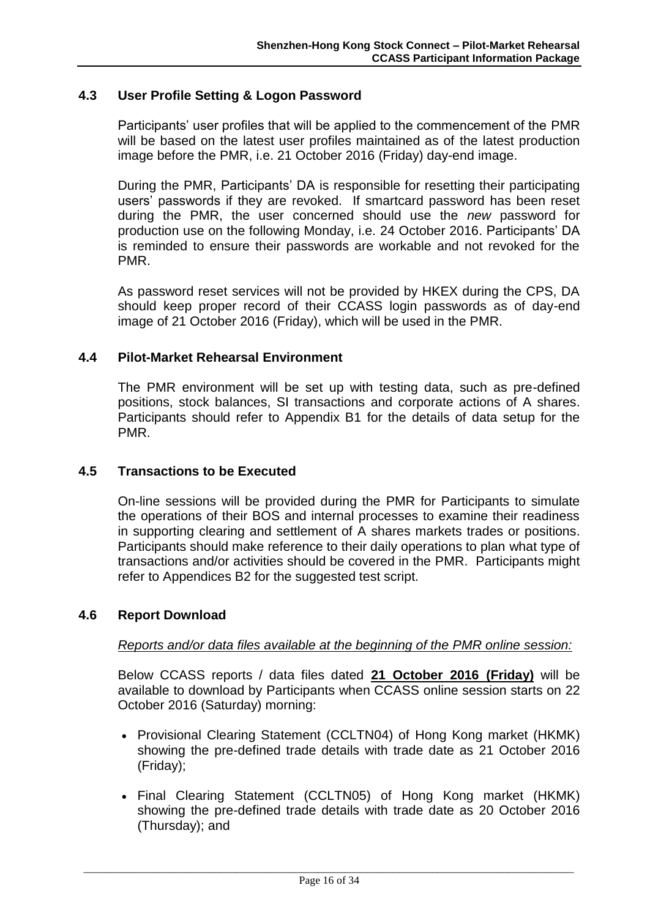### 4.3 User Profile Setting & Logon Password

Participants' user profiles that will be applied to the commencement of the PMR will be based on the latest user profiles maintained as of the latest production image before the PMR, i.e. 21 October 2016 (Friday) day-end image.

During the PMR, Participants' DA is responsible for resetting their participating users' passwords if they are revoked. If smartcard password has been reset during the PMR, the user concerned should use the *new* password for production use on the following Monday, i.e. 24 October 2016. Participants' DA is reminded to ensure their passwords are workable and not revoked for the PMR.

As password reset services will not be provided by HKEX during the CPS, DA should keep proper record of their CCASS login passwords as of day-end image of 21 October 2016 (Friday), which will be used in the PMR.

### 4.4 Pilot-Market Rehearsal Environment

The PMR environment will be set up with testing data, such as pre-defined positions, stock balances, SI transactions and corporate actions of A shares. Participants should refer to Appendix B1 for the details of data setup for the PMR.

### 4.5 Transactions to be Executed

On-line sessions will be provided during the PMR for Participants to simulate the operations of their BOS and internal processes to examine their readiness in supporting clearing and settlement of A shares markets trades or positions. Participants should make reference to their daily operations to plan what type of transactions and/or activities should be covered in the PMR. Participants might refer to Appendices B2 for the suggested test script.

### 4.6 Report Download

*Reports and/or data files available at the beginning of the PMR online session:*

Below CCASS reports / data files dated **21 October 2016 (Friday)** will be available to download by Participants when CCASS online session starts on 22 October 2016 (Saturday) morning:

- Provisional Clearing Statement (CCLTN04) of Hong Kong market (HKMK) showing the pre-defined trade details with trade date as 21 October 2016 (Friday);
- Final Clearing Statement (CCLTN05) of Hong Kong market (HKMK) showing the pre-defined trade details with trade date as 20 October 2016 (Thursday); and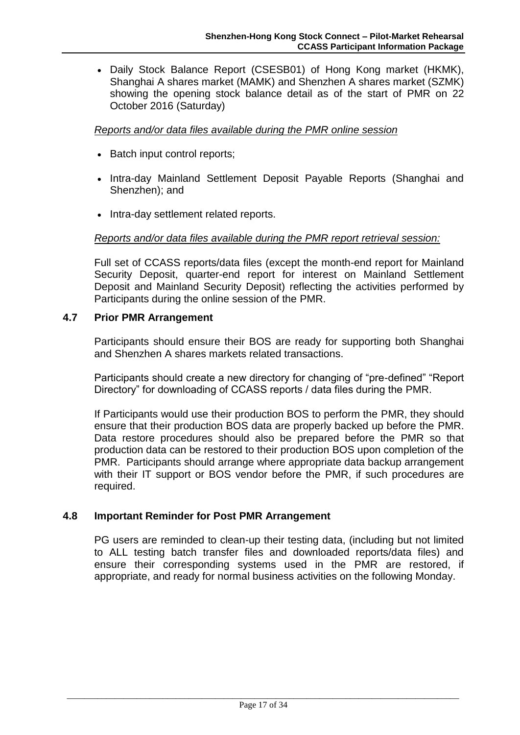- Daily Stock Balance Report (CSESB01) of Hong Kong market (HKMK), Shanghai A shares market (MAMK) and Shenzhen A shares market (SZMK) showing the opening stock balance detail as of the start of PMR on 22 October 2016 (Saturday)

*Reports and/or data files available during the PMR online session*

- Batch input control reports;
- Intra-day Mainland Settlement Deposit Payable Reports (Shanghai and Shenzhen); and
- Intra-day settlement related reports.

*Reports and/or data files available during the PMR report retrieval session:*

Full set of CCASS reports/data files (except the month-end report for Mainland Security Deposit, quarter-end report for interest on Mainland Settlement Deposit and Mainland Security Deposit) reflecting the activities performed by Participants during the online session of the PMR.

### 4.7 Prior PMR Arrangement

Participants should ensure their BOS are ready for supporting both Shanghai and Shenzhen A shares markets related transactions.

Participants should create a new directory for changing of "pre-defined" "Report Directory" for downloading of CCASS reports / data files during the PMR.

If Participants would use their production BOS to perform the PMR, they should ensure that their production BOS data are properly backed up before the PMR. Data restore procedures should also be prepared before the PMR so that production data can be restored to their production BOS upon completion of the PMR. Participants should arrange where appropriate data backup arrangement with their IT support or BOS vendor before the PMR, if such procedures are required.

### 4.8 Important Reminder for Post PMR Arrangement

PG users are reminded to clean-up their testing data, (including but not limited to ALL testing batch transfer files and downloaded reports/data files) and ensure their corresponding systems used in the PMR are restored, if appropriate, and ready for normal business activities on the following Monday.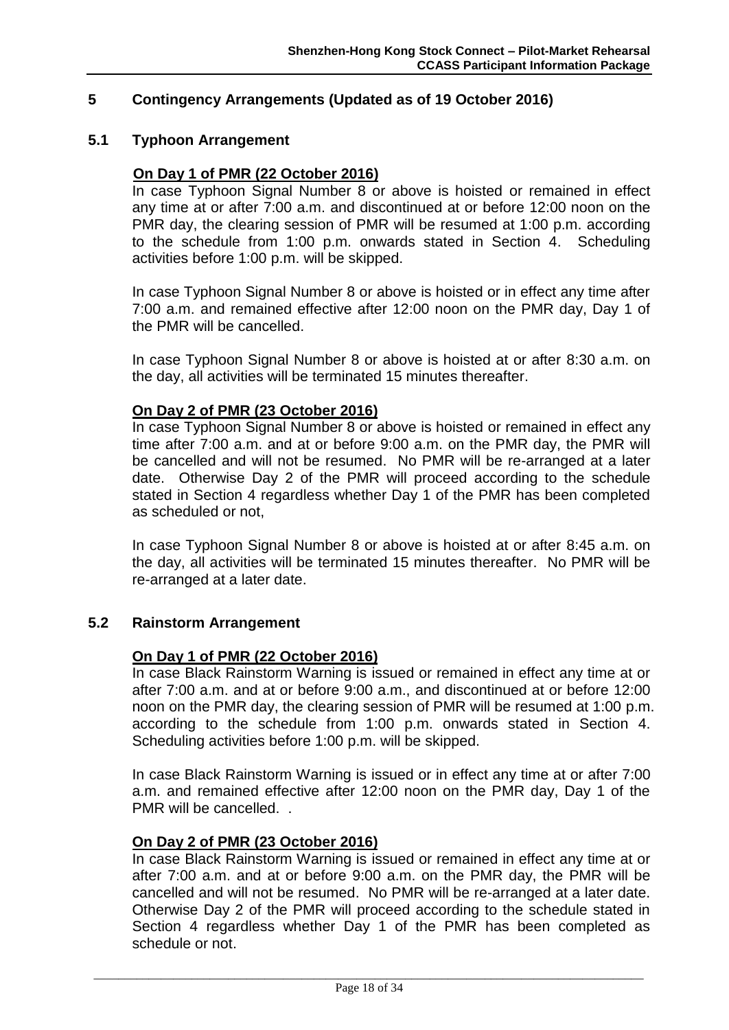## 5 Contingency Arrangements (Updated as of 19 October 2016)

### 5.1 Typhoon Arrangement

**On Day 1 of PMR (22 October 2016)**

In case Typhoon Signal Number 8 or above is hoisted or remained in effect any time at or after 7:00 a.m. and discontinued at or before 12:00 noon on the PMR day, the clearing session of PMR will be resumed at 1:00 p.m. according to the schedule from 1:00 p.m. onwards stated in Section 4. Scheduling activities before 1:00 p.m. will be skipped.

In case Typhoon Signal Number 8 or above is hoisted or in effect any time after 7:00 a.m. and remained effective after 12:00 noon on the PMR day, Day 1 of the PMR will be cancelled.

In case Typhoon Signal Number 8 or above is hoisted at or after 8:30 a.m. on the day, all activities will be terminated 15 minutes thereafter.

**On Day 2 of PMR (23 October 2016)**

In case Typhoon Signal Number 8 or above is hoisted or remained in effect any time after 7:00 a.m. and at or before 9:00 a.m. on the PMR day, the PMR will be cancelled and will not be resumed. No PMR will be re-arranged at a later date. Otherwise Day 2 of the PMR will proceed according to the schedule stated in Section 4 regardless whether Day 1 of the PMR has been completed as scheduled or not,

In case Typhoon Signal Number 8 or above is hoisted at or after 8:45 a.m. on the day, all activities will be terminated 15 minutes thereafter. No PMR will be re-arranged at a later date.

### 5.2 Rainstorm Arrangement

**On Day 1 of PMR (22 October 2016)**

In case Black Rainstorm Warning is issued or remained in effect any time at or after 7:00 a.m. and at or before 9:00 a.m., and discontinued at or before 12:00 noon on the PMR day, the clearing session of PMR will be resumed at 1:00 p.m. according to the schedule from 1:00 p.m. onwards stated in Section 4. Scheduling activities before 1:00 p.m. will be skipped.

In case Black Rainstorm Warning is issued or in effect any time at or after 7:00 a.m. and remained effective after 12:00 noon on the PMR day, Day 1 of the PMR will be cancelled. .

**On Day 2 of PMR (23 October 2016)**

In case Black Rainstorm Warning is issued or remained in effect any time at or after 7:00 a.m. and at or before 9:00 a.m. on the PMR day, the PMR will be cancelled and will not be resumed. No PMR will be re-arranged at a later date. Otherwise Day 2 of the PMR will proceed according to the schedule stated in Section 4 regardless whether Day 1 of the PMR has been completed as schedule or not.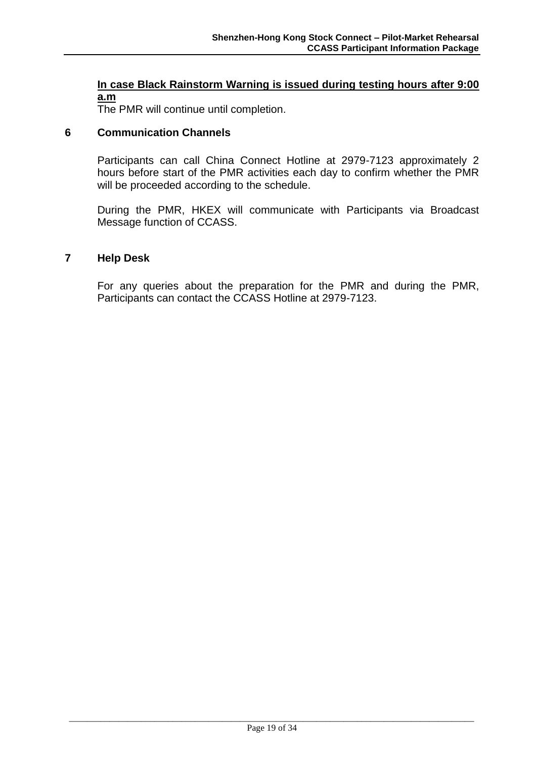**In case Black Rainstorm Warning is issued during testing hours after 9:00 a.m**

The PMR will continue until completion.

## 6 Communication Channels

Participants can call China Connect Hotline at 2979-7123 approximately 2 hours before start of the PMR activities each day to confirm whether the PMR will be proceeded according to the schedule.

During the PMR, HKEX will communicate with Participants via Broadcast Message function of CCASS.

## 7 Help Desk

For any queries about the preparation for the PMR and during the PMR, Participants can contact the CCASS Hotline at 2979-7123.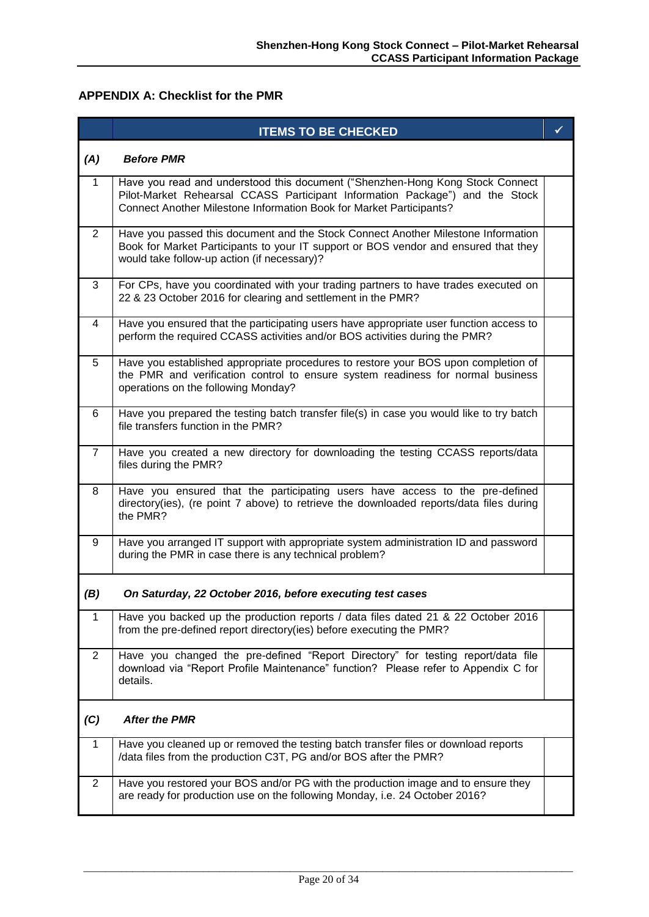## APPENDIX A: Checklist for the PMR

| | ITEMS TO BE CHECKED | ✓ |
|---|---|---|
| ***(A)*** | ***Before PMR*** | |
| 1 | Have you read and understood this document ("Shenzhen-Hong Kong Stock Connect Pilot-Market Rehearsal CCASS Participant Information Package") and the Stock Connect Another Milestone Information Book for Market Participants? | |
| 2 | Have you passed this document and the Stock Connect Another Milestone Information Book for Market Participants to your IT support or BOS vendor and ensured that they would take follow-up action (if necessary)? | |
| 3 | For CPs, have you coordinated with your trading partners to have trades executed on 22 & 23 October 2016 for clearing and settlement in the PMR? | |
| 4 | Have you ensured that the participating users have appropriate user function access to perform the required CCASS activities and/or BOS activities during the PMR? | |
| 5 | Have you established appropriate procedures to restore your BOS upon completion of the PMR and verification control to ensure system readiness for normal business operations on the following Monday? | |
| 6 | Have you prepared the testing batch transfer file(s) in case you would like to try batch file transfers function in the PMR? | |
| 7 | Have you created a new directory for downloading the testing CCASS reports/data files during the PMR? | |
| 8 | Have you ensured that the participating users have access to the pre-defined directory(ies), (re point 7 above) to retrieve the downloaded reports/data files during the PMR? | |
| 9 | Have you arranged IT support with appropriate system administration ID and password during the PMR in case there is any technical problem? | |
| ***(B)*** | ***On Saturday, 22 October 2016, before executing test cases*** | |
| 1 | Have you backed up the production reports / data files dated 21 & 22 October 2016 from the pre-defined report directory(ies) before executing the PMR? | |
| 2 | Have you changed the pre-defined "Report Directory" for testing report/data file download via "Report Profile Maintenance" function? Please refer to Appendix C for details. | |
| ***(C)*** | ***After the PMR*** | |
| 1 | Have you cleaned up or removed the testing batch transfer files or download reports /data files from the production C3T, PG and/or BOS after the PMR? | |
| 2 | Have you restored your BOS and/or PG with the production image and to ensure they are ready for production use on the following Monday, i.e. 24 October 2016? | |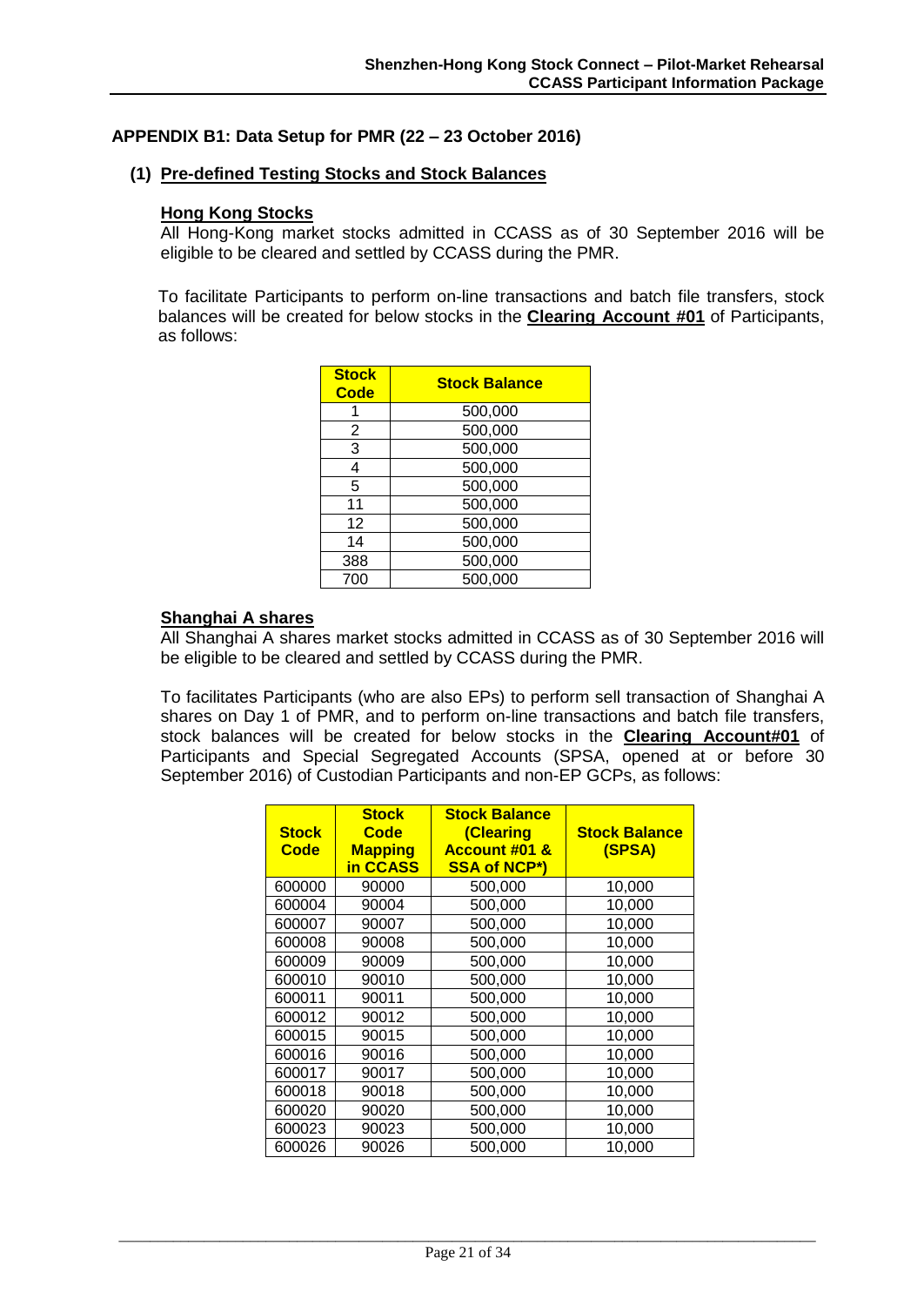## APPENDIX B1: Data Setup for PMR (22 – 23 October 2016)

### (1) Pre-defined Testing Stocks and Stock Balances

**Hong Kong Stocks**

All Hong-Kong market stocks admitted in CCASS as of 30 September 2016 will be eligible to be cleared and settled by CCASS during the PMR.

To facilitate Participants to perform on-line transactions and batch file transfers, stock balances will be created for below stocks in the **Clearing Account #01** of Participants, as follows:

| Stock Code | Stock Balance |
|---|---|
| 1 | 500,000 |
| 2 | 500,000 |
| 3 | 500,000 |
| 4 | 500,000 |
| 5 | 500,000 |
| 11 | 500,000 |
| 12 | 500,000 |
| 14 | 500,000 |
| 388 | 500,000 |
| 700 | 500,000 |

**Shanghai A shares**

All Shanghai A shares market stocks admitted in CCASS as of 30 September 2016 will be eligible to be cleared and settled by CCASS during the PMR.

To facilitates Participants (who are also EPs) to perform sell transaction of Shanghai A shares on Day 1 of PMR, and to perform on-line transactions and batch file transfers, stock balances will be created for below stocks in the **Clearing Account#01** of Participants and Special Segregated Accounts (SPSA, opened at or before 30 September 2016) of Custodian Participants and non-EP GCPs, as follows:

| Stock Code | Stock Code Mapping in CCASS | Stock Balance (Clearing Account #01 & SSA of NCP*) | Stock Balance (SPSA) |
|---|---|---|---|
| 600000 | 90000 | 500,000 | 10,000 |
| 600004 | 90004 | 500,000 | 10,000 |
| 600007 | 90007 | 500,000 | 10,000 |
| 600008 | 90008 | 500,000 | 10,000 |
| 600009 | 90009 | 500,000 | 10,000 |
| 600010 | 90010 | 500,000 | 10,000 |
| 600011 | 90011 | 500,000 | 10,000 |
| 600012 | 90012 | 500,000 | 10,000 |
| 600015 | 90015 | 500,000 | 10,000 |
| 600016 | 90016 | 500,000 | 10,000 |
| 600017 | 90017 | 500,000 | 10,000 |
| 600018 | 90018 | 500,000 | 10,000 |
| 600020 | 90020 | 500,000 | 10,000 |
| 600023 | 90023 | 500,000 | 10,000 |
| 600026 | 90026 | 500,000 | 10,000 |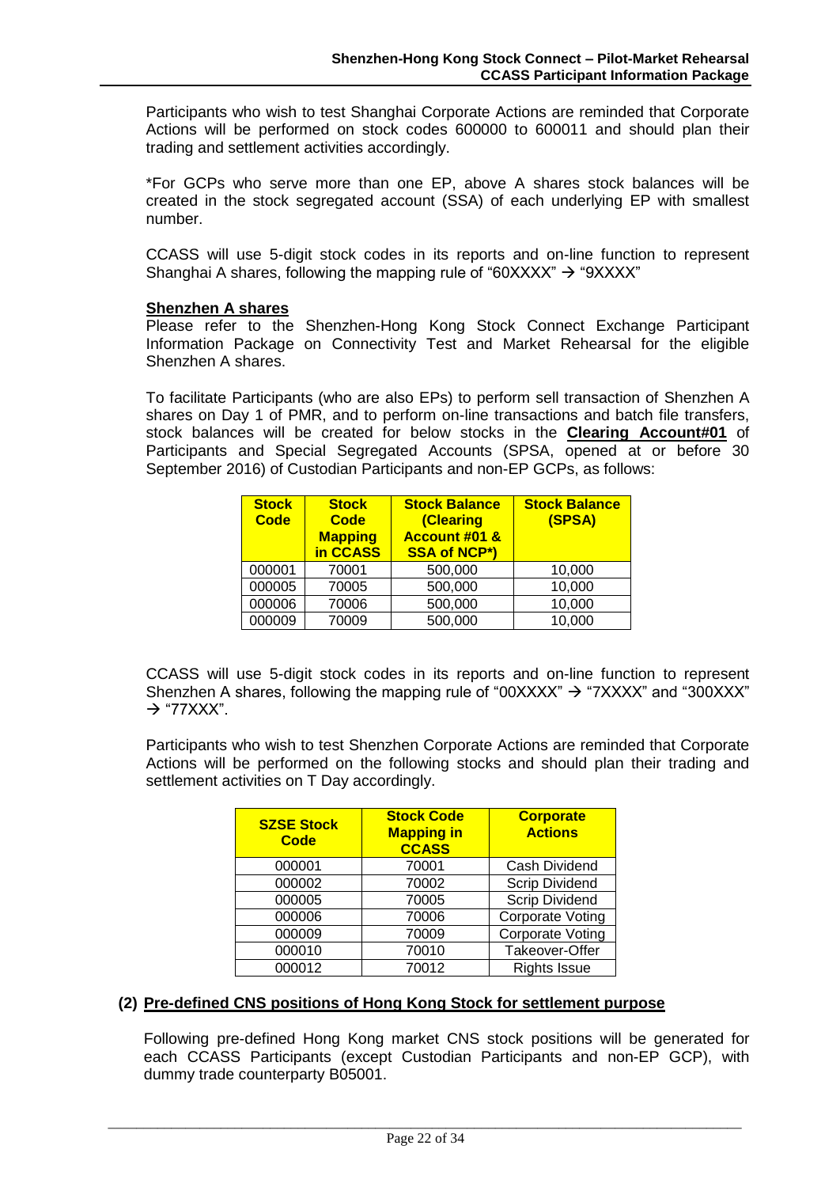Participants who wish to test Shanghai Corporate Actions are reminded that Corporate Actions will be performed on stock codes 600000 to 600011 and should plan their trading and settlement activities accordingly.

*For GCPs who serve more than one EP, above A shares stock balances will be created in the stock segregated account (SSA) of each underlying EP with smallest number.

CCASS will use 5-digit stock codes in its reports and on-line function to represent Shanghai A shares, following the mapping rule of "60XXXX" → "9XXXX"

**Shenzhen A shares**

Please refer to the Shenzhen-Hong Kong Stock Connect Exchange Participant Information Package on Connectivity Test and Market Rehearsal for the eligible Shenzhen A shares.

To facilitate Participants (who are also EPs) to perform sell transaction of Shenzhen A shares on Day 1 of PMR, and to perform on-line transactions and batch file transfers, stock balances will be created for below stocks in the **Clearing Account#01** of Participants and Special Segregated Accounts (SPSA, opened at or before 30 September 2016) of Custodian Participants and non-EP GCPs, as follows:

| Stock Code | Stock Code Mapping in CCASS | Stock Balance (Clearing Account #01 & SSA of NCP*) | Stock Balance (SPSA) |
|---|---|---|---|
| 000001 | 70001 | 500,000 | 10,000 |
| 000005 | 70005 | 500,000 | 10,000 |
| 000006 | 70006 | 500,000 | 10,000 |
| 000009 | 70009 | 500,000 | 10,000 |

CCASS will use 5-digit stock codes in its reports and on-line function to represent Shenzhen A shares, following the mapping rule of "00XXXX" → "7XXXX" and "300XXX" → "77XXX".

Participants who wish to test Shenzhen Corporate Actions are reminded that Corporate Actions will be performed on the following stocks and should plan their trading and settlement activities on T Day accordingly.

| SZSE Stock Code | Stock Code Mapping in CCASS | Corporate Actions |
|---|---|---|
| 000001 | 70001 | Cash Dividend |
| 000002 | 70002 | Scrip Dividend |
| 000005 | 70005 | Scrip Dividend |
| 000006 | 70006 | Corporate Voting |
| 000009 | 70009 | Corporate Voting |
| 000010 | 70010 | Takeover-Offer |
| 000012 | 70012 | Rights Issue |

**(2) Pre-defined CNS positions of Hong Kong Stock for settlement purpose**

Following pre-defined Hong Kong market CNS stock positions will be generated for each CCASS Participants (except Custodian Participants and non-EP GCP), with dummy trade counterparty B05001.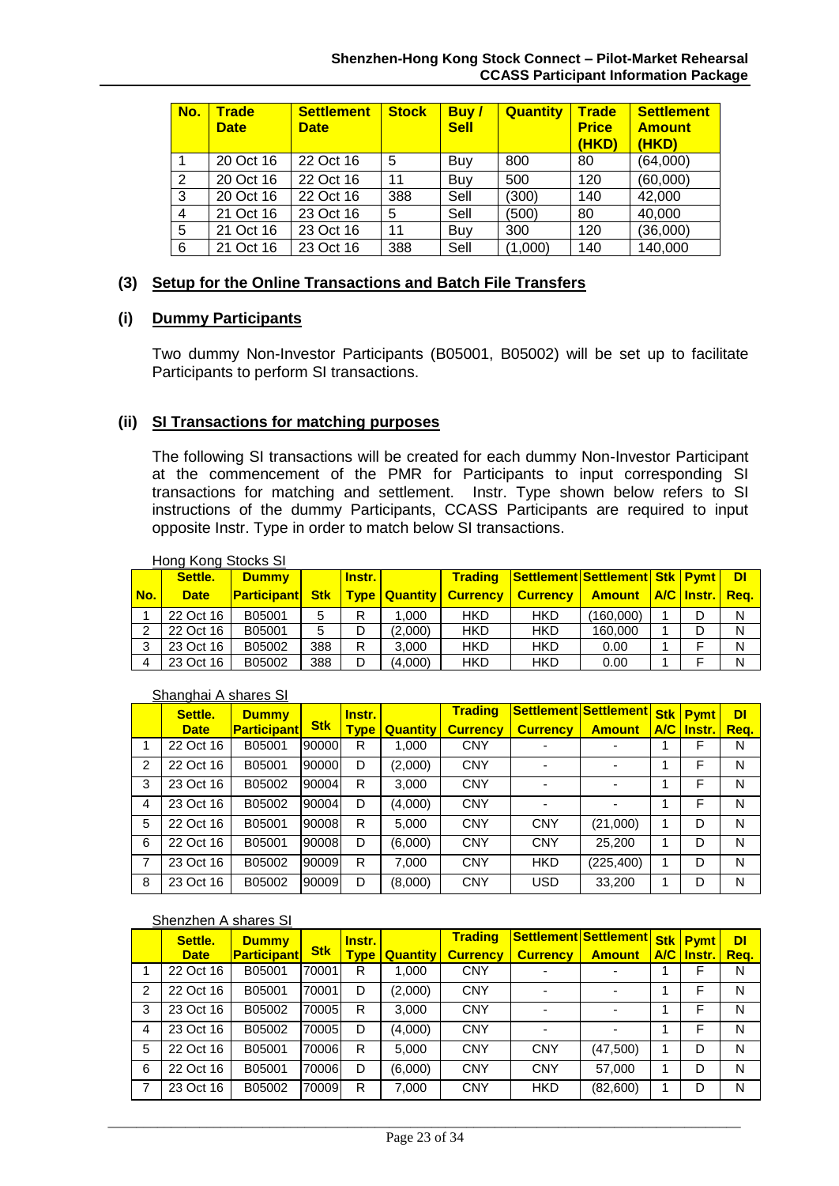| No. | Trade Date | Settlement Date | Stock | Buy / Sell | Quantity | Trade Price (HKD) | Settlement Amount (HKD) |
|---|---|---|---|---|---|---|---|
| 1 | 20 Oct 16 | 22 Oct 16 | 5 | Buy | 800 | 80 | (64,000) |
| 2 | 20 Oct 16 | 22 Oct 16 | 11 | Buy | 500 | 120 | (60,000) |
| 3 | 20 Oct 16 | 22 Oct 16 | 388 | Sell | (300) | 140 | 42,000 |
| 4 | 21 Oct 16 | 23 Oct 16 | 5 | Sell | (500) | 80 | 40,000 |
| 5 | 21 Oct 16 | 23 Oct 16 | 11 | Buy | 300 | 120 | (36,000) |
| 6 | 21 Oct 16 | 23 Oct 16 | 388 | Sell | (1,000) | 140 | 140,000 |

### (3) Setup for the Online Transactions and Batch File Transfers

#### (i) Dummy Participants

Two dummy Non-Investor Participants (B05001, B05002) will be set up to facilitate Participants to perform SI transactions.

#### (ii) SI Transactions for matching purposes

The following SI transactions will be created for each dummy Non-Investor Participant at the commencement of the PMR for Participants to input corresponding SI transactions for matching and settlement. Instr. Type shown below refers to SI instructions of the dummy Participants, CCASS Participants are required to input opposite Instr. Type in order to match below SI transactions.

Hong Kong Stocks SI

| No. | Settle. Date | Dummy Participant | Stk | Instr. Type | Quantity | Trading Currency | Settlement Currency | Settlement Amount | Stk A/C | Pymt Instr. | DI Req. |
|---|---|---|---|---|---|---|---|---|---|---|---|
| 1 | 22 Oct 16 | B05001 | 5 | R | 1,000 | HKD | HKD | (160,000) | 1 | D | N |
| 2 | 22 Oct 16 | B05001 | 5 | D | (2,000) | HKD | HKD | 160,000 | 1 | D | N |
| 3 | 23 Oct 16 | B05002 | 388 | R | 3,000 | HKD | HKD | 0.00 | 1 | F | N |
| 4 | 23 Oct 16 | B05002 | 388 | D | (4,000) | HKD | HKD | 0.00 | 1 | F | N |

Shanghai A shares SI

| | Settle. Date | Dummy Participant | Stk | Instr. Type | Quantity | Trading Currency | Settlement Currency | Settlement Amount | Stk A/C | Pymt Instr. | DI Req. |
|---|---|---|---|---|---|---|---|---|---|---|---|
| 1 | 22 Oct 16 | B05001 | 90000 | R | 1,000 | CNY | - | - | 1 | F | N |
| 2 | 22 Oct 16 | B05001 | 90000 | D | (2,000) | CNY | - | - | 1 | F | N |
| 3 | 23 Oct 16 | B05002 | 90004 | R | 3,000 | CNY | - | - | 1 | F | N |
| 4 | 23 Oct 16 | B05002 | 90004 | D | (4,000) | CNY | - | - | 1 | F | N |
| 5 | 22 Oct 16 | B05001 | 90008 | R | 5,000 | CNY | CNY | (21,000) | 1 | D | N |
| 6 | 22 Oct 16 | B05001 | 90008 | D | (6,000) | CNY | CNY | 25,200 | 1 | D | N |
| 7 | 23 Oct 16 | B05002 | 90009 | R | 7,000 | CNY | HKD | (225,400) | 1 | D | N |
| 8 | 23 Oct 16 | B05002 | 90009 | D | (8,000) | CNY | USD | 33,200 | 1 | D | N |

Shenzhen A shares SI

| | Settle. Date | Dummy Participant | Stk | Instr. Type | Quantity | Trading Currency | Settlement Currency | Settlement Amount | Stk A/C | Pymt Instr. | DI Req. |
|---|---|---|---|---|---|---|---|---|---|---|---|
| 1 | 22 Oct 16 | B05001 | 70001 | R | 1,000 | CNY | - | - | 1 | F | N |
| 2 | 22 Oct 16 | B05001 | 70001 | D | (2,000) | CNY | - | - | 1 | F | N |
| 3 | 23 Oct 16 | B05002 | 70005 | R | 3,000 | CNY | - | - | 1 | F | N |
| 4 | 23 Oct 16 | B05002 | 70005 | D | (4,000) | CNY | - | - | 1 | F | N |
| 5 | 22 Oct 16 | B05001 | 70006 | R | 5,000 | CNY | CNY | (47,500) | 1 | D | N |
| 6 | 22 Oct 16 | B05001 | 70006 | D | (6,000) | CNY | CNY | 57,000 | 1 | D | N |
| 7 | 23 Oct 16 | B05002 | 70009 | R | 7,000 | CNY | HKD | (82,600) | 1 | D | N |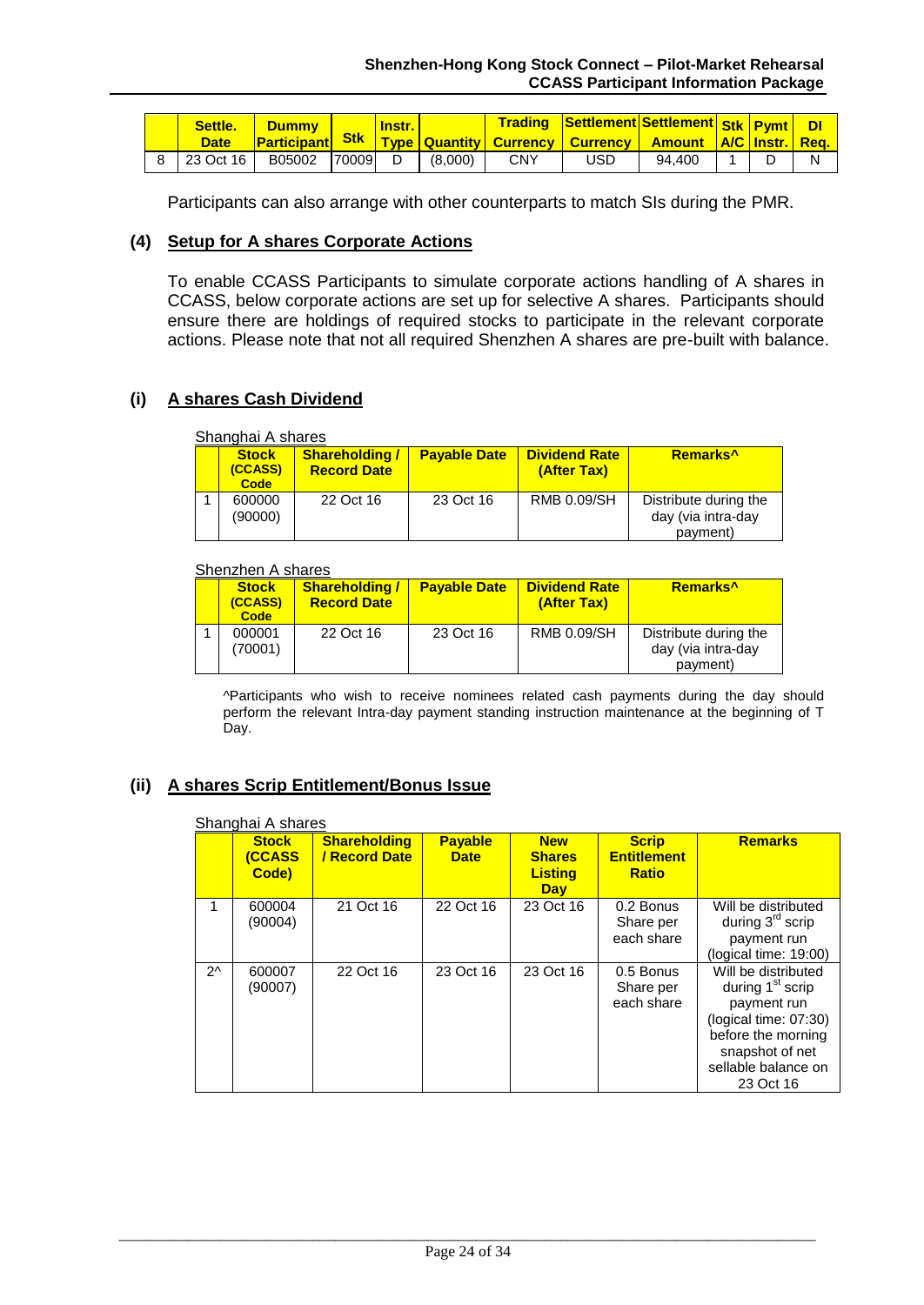|  | Settle. Date | Dummy Participant | Stk | Instr. Type | Quantity | Trading Currency | Settlement Currency | Settlement Amount | Stk A/C | Pymt Instr. | DI Req. |
|---|---|---|---|---|---|---|---|---|---|---|---|
| 8 | 23 Oct 16 | B05002 | 70009 | D | (8,000) | CNY | USD | 94,400 | 1 | D | N |

Participants can also arrange with other counterparts to match SIs during the PMR.

### (4) Setup for A shares Corporate Actions

To enable CCASS Participants to simulate corporate actions handling of A shares in CCASS, below corporate actions are set up for selective A shares. Participants should ensure there are holdings of required stocks to participate in the relevant corporate actions. Please note that not all required Shenzhen A shares are pre-built with balance.

### (i) A shares Cash Dividend

Shanghai A shares

|  | Stock (CCASS) Code | Shareholding / Record Date | Payable Date | Dividend Rate (After Tax) | Remarks^ |
|---|---|---|---|---|---|
| 1 | 600000 (90000) | 22 Oct 16 | 23 Oct 16 | RMB 0.09/SH | Distribute during the day (via intra-day payment) |

Shenzhen A shares

|  | Stock (CCASS) Code | Shareholding / Record Date | Payable Date | Dividend Rate (After Tax) | Remarks^ |
|---|---|---|---|---|---|
| 1 | 000001 (70001) | 22 Oct 16 | 23 Oct 16 | RMB 0.09/SH | Distribute during the day (via intra-day payment) |

^Participants who wish to receive nominees related cash payments during the day should perform the relevant Intra-day payment standing instruction maintenance at the beginning of T Day.

### (ii) A shares Scrip Entitlement/Bonus Issue

Shanghai A shares

|  | Stock (CCASS Code) | Shareholding / Record Date | Payable Date | New Shares Listing Day | Scrip Entitlement Ratio | Remarks |
|---|---|---|---|---|---|---|
| 1 | 600004 (90004) | 21 Oct 16 | 22 Oct 16 | 23 Oct 16 | 0.2 Bonus Share per each share | Will be distributed during 3rd scrip payment run (logical time: 19:00) |
| 2^ | 600007 (90007) | 22 Oct 16 | 23 Oct 16 | 23 Oct 16 | 0.5 Bonus Share per each share | Will be distributed during 1st scrip payment run (logical time: 07:30) before the morning snapshot of net sellable balance on 23 Oct 16 |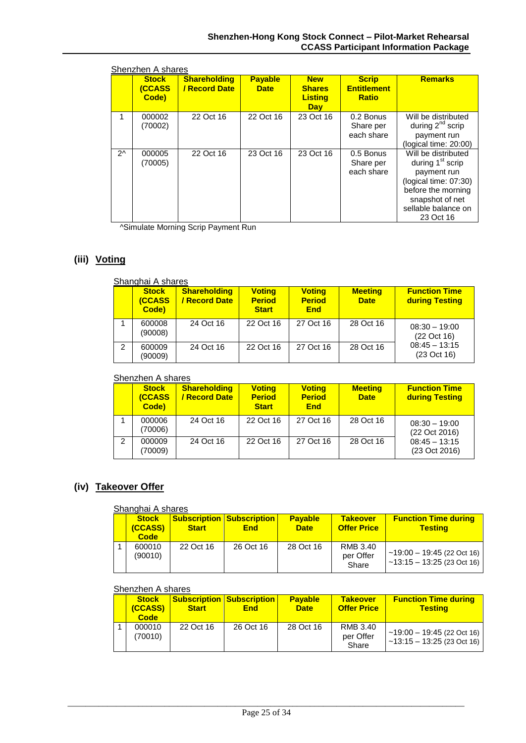Shenzhen A shares

| | Stock (CCASS Code) | Shareholding / Record Date | Payable Date | New Shares Listing Day | Scrip Entitlement Ratio | Remarks |
|---|---|---|---|---|---|---|
| 1 | 000002 (70002) | 22 Oct 16 | 22 Oct 16 | 23 Oct 16 | 0.2 Bonus Share per each share | Will be distributed during 2nd scrip payment run (logical time: 20:00) |
| 2^ | 000005 (70005) | 22 Oct 16 | 23 Oct 16 | 23 Oct 16 | 0.5 Bonus Share per each share | Will be distributed during 1st scrip payment run (logical time: 07:30) before the morning snapshot of net sellable balance on 23 Oct 16 |

^Simulate Morning Scrip Payment Run

## (iii) Voting

Shanghai A shares

| | Stock (CCASS Code) | Shareholding / Record Date | Voting Period Start | Voting Period End | Meeting Date | Function Time during Testing |
|---|---|---|---|---|---|---|
| 1 | 600008 (90008) | 24 Oct 16 | 22 Oct 16 | 27 Oct 16 | 28 Oct 16 | 08:30 – 19:00 (22 Oct 16) 08:45 – 13:15 (23 Oct 16) |
| 2 | 600009 (90009) | 24 Oct 16 | 22 Oct 16 | 27 Oct 16 | 28 Oct 16 | |

Shenzhen A shares

| | Stock (CCASS Code) | Shareholding / Record Date | Voting Period Start | Voting Period End | Meeting Date | Function Time during Testing |
|---|---|---|---|---|---|---|
| 1 | 000006 (70006) | 24 Oct 16 | 22 Oct 16 | 27 Oct 16 | 28 Oct 16 | 08:30 – 19:00 (22 Oct 2016) 08:45 – 13:15 (23 Oct 2016) |
| 2 | 000009 (70009) | 24 Oct 16 | 22 Oct 16 | 27 Oct 16 | 28 Oct 16 | |

## (iv) Takeover Offer

Shanghai A shares

| | Stock (CCASS) Code | Subscription Start | Subscription End | Payable Date | Takeover Offer Price | Function Time during Testing |
|---|---|---|---|---|---|---|
| 1 | 600010 (90010) | 22 Oct 16 | 26 Oct 16 | 28 Oct 16 | RMB 3.40 per Offer Share | ~19:00 – 19:45 (22 Oct 16) ~13:15 – 13:25 (23 Oct 16) |

Shenzhen A shares

| | Stock (CCASS) Code | Subscription Start | Subscription End | Payable Date | Takeover Offer Price | Function Time during Testing |
|---|---|---|---|---|---|---|
| 1 | 000010 (70010) | 22 Oct 16 | 26 Oct 16 | 28 Oct 16 | RMB 3.40 per Offer Share | ~19:00 – 19:45 (22 Oct 16) ~13:15 – 13:25 (23 Oct 16) |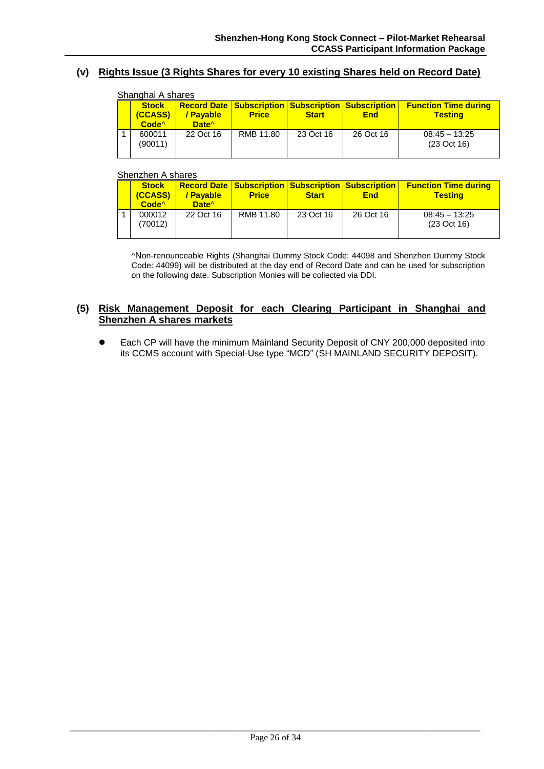### (v) Rights Issue (3 Rights Shares for every 10 existing Shares held on Record Date)

Shanghai A shares

| | Stock (CCASS) Code^ | Record Date / Payable Date^ | Subscription Price | Subscription Start | Subscription End | Function Time during Testing |
|---|---|---|---|---|---|---|
| 1 | 600011 (90011) | 22 Oct 16 | RMB 11.80 | 23 Oct 16 | 26 Oct 16 | 08:45 – 13:25 (23 Oct 16) |

Shenzhen A shares

| | Stock (CCASS) Code^ | Record Date / Payable Date^ | Subscription Price | Subscription Start | Subscription End | Function Time during Testing |
|---|---|---|---|---|---|---|
| 1 | 000012 (70012) | 22 Oct 16 | RMB 11.80 | 23 Oct 16 | 26 Oct 16 | 08:45 – 13:25 (23 Oct 16) |

^Non-renounceable Rights (Shanghai Dummy Stock Code: 44098 and Shenzhen Dummy Stock Code: 44099) will be distributed at the day end of Record Date and can be used for subscription on the following date. Subscription Monies will be collected via DDI.

## (5) Risk Management Deposit for each Clearing Participant in Shanghai and Shenzhen A shares markets

- Each CP will have the minimum Mainland Security Deposit of CNY 200,000 deposited into its CCMS account with Special-Use type "MCD" (SH MAINLAND SECURITY DEPOSIT).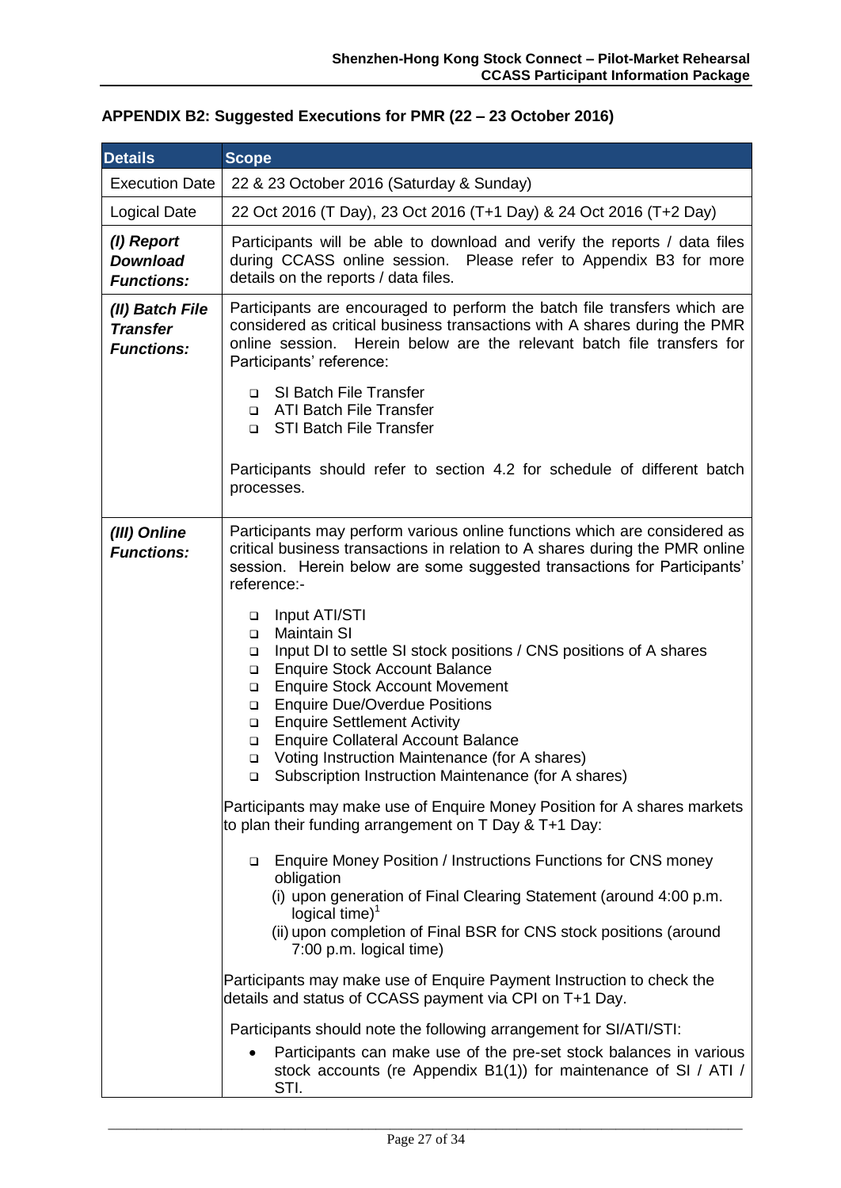## APPENDIX B2: Suggested Executions for PMR (22 – 23 October 2016)

| Details | Scope |
|---|---|
| Execution Date | 22 & 23 October 2016 (Saturday & Sunday) |
| Logical Date | 22 Oct 2016 (T Day), 23 Oct 2016 (T+1 Day) & 24 Oct 2016 (T+2 Day) |
| ***(I) Report Download Functions:*** | Participants will be able to download and verify the reports / data files during CCASS online session. Please refer to Appendix B3 for more details on the reports / data files. |
| ***(II) Batch File Transfer Functions:*** | Participants are encouraged to perform the batch file transfers which are considered as critical business transactions with A shares during the PMR online session. Herein below are the relevant batch file transfers for Participants' reference:<br><br>❑ SI Batch File Transfer<br>❑ ATI Batch File Transfer<br>❑ STI Batch File Transfer<br><br>Participants should refer to section 4.2 for schedule of different batch processes. |
| ***(III) Online Functions:*** | Participants may perform various online functions which are considered as critical business transactions in relation to A shares during the PMR online session. Herein below are some suggested transactions for Participants' reference:-<br><br>❑ Input ATI/STI<br>❑ Maintain SI<br>❑ Input DI to settle SI stock positions / CNS positions of A shares<br>❑ Enquire Stock Account Balance<br>❑ Enquire Stock Account Movement<br>❑ Enquire Due/Overdue Positions<br>❑ Enquire Settlement Activity<br>❑ Enquire Collateral Account Balance<br>❑ Voting Instruction Maintenance (for A shares)<br>❑ Subscription Instruction Maintenance (for A shares)<br><br>Participants may make use of Enquire Money Position for A shares markets to plan their funding arrangement on T Day & T+1 Day:<br><br>❑ Enquire Money Position / Instructions Functions for CNS money obligation<br>(i) upon generation of Final Clearing Statement (around 4:00 p.m. logical time)[1]<br>(ii) upon completion of Final BSR for CNS stock positions (around 7:00 p.m. logical time)<br><br>Participants may make use of Enquire Payment Instruction to check the details and status of CCASS payment via CPI on T+1 Day.<br><br>Participants should note the following arrangement for SI/ATI/STI:<br><br>• Participants can make use of the pre-set stock balances in various stock accounts (re Appendix B1(1)) for maintenance of SI / ATI / STI. |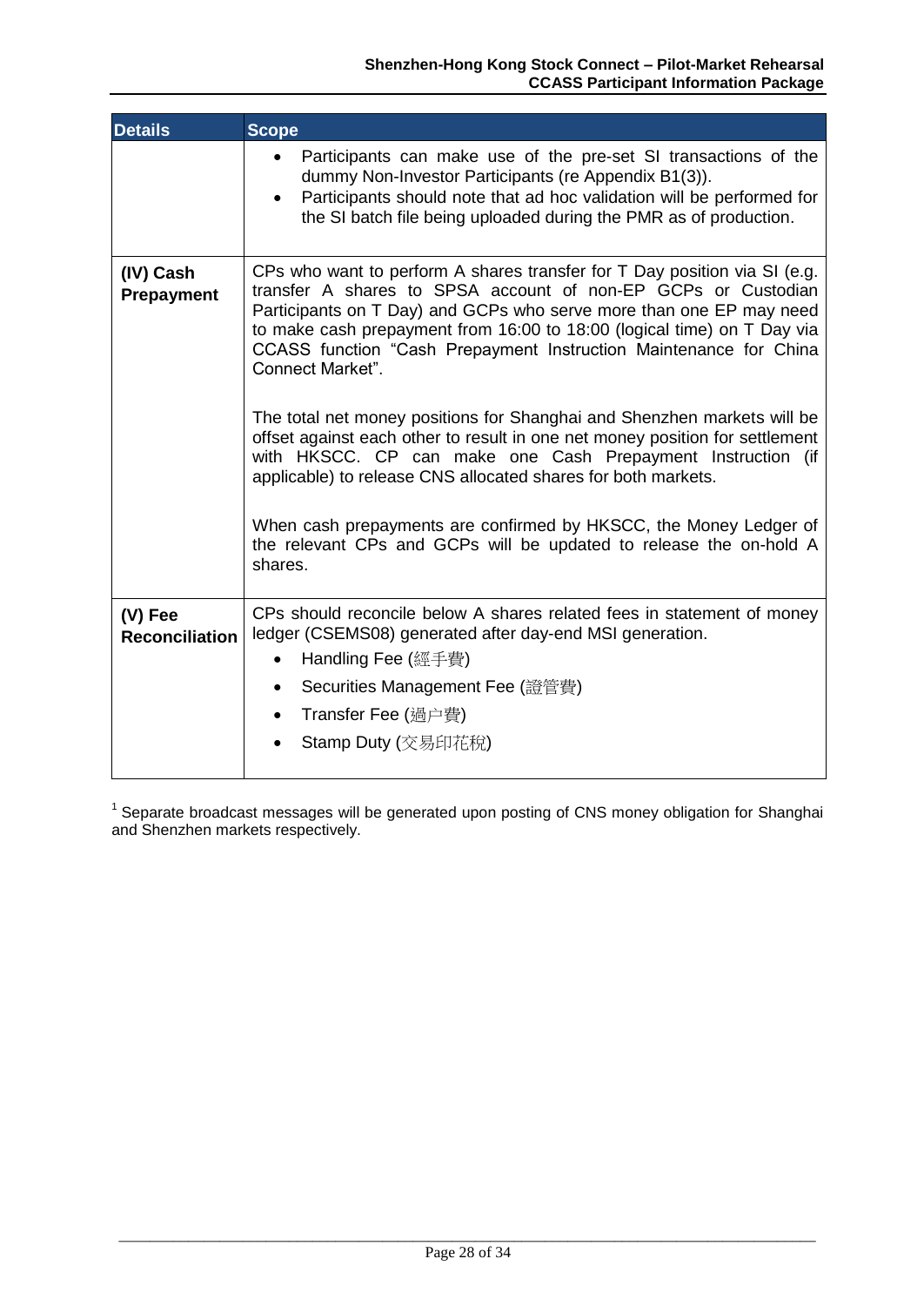| Details | Scope |
|---|---|
| | • Participants can make use of the pre-set SI transactions of the dummy Non-Investor Participants (re Appendix B1(3)).<br>• Participants should note that ad hoc validation will be performed for the SI batch file being uploaded during the PMR as of production. |
| **(IV) Cash Prepayment** | CPs who want to perform A shares transfer for T Day position via SI (e.g. transfer A shares to SPSA account of non-EP GCPs or Custodian Participants on T Day) and GCPs who serve more than one EP may need to make cash prepayment from 16:00 to 18:00 (logical time) on T Day via CCASS function "Cash Prepayment Instruction Maintenance for China Connect Market".<br><br>The total net money positions for Shanghai and Shenzhen markets will be offset against each other to result in one net money position for settlement with HKSCC. CP can make one Cash Prepayment Instruction (if applicable) to release CNS allocated shares for both markets.<br><br>When cash prepayments are confirmed by HKSCC, the Money Ledger of the relevant CPs and GCPs will be updated to release the on-hold A shares. |
| **(V) Fee Reconciliation** | CPs should reconcile below A shares related fees in statement of money ledger (CSEMS08) generated after day-end MSI generation.<br>• Handling Fee (經手費)<br>• Securities Management Fee (證管費)<br>• Transfer Fee (過户費)<br>• Stamp Duty (交易印花稅) |

[1] Separate broadcast messages will be generated upon posting of CNS money obligation for Shanghai and Shenzhen markets respectively.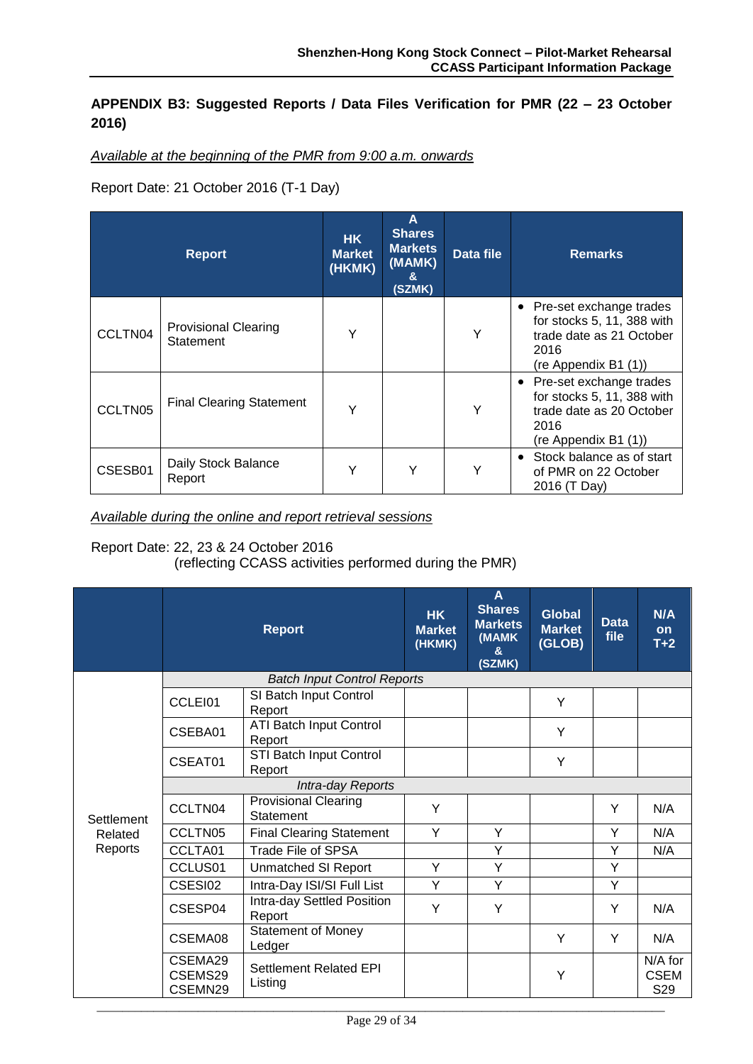**APPENDIX B3: Suggested Reports / Data Files Verification for PMR (22 – 23 October 2016)**

*Available at the beginning of the PMR from 9:00 a.m. onwards*

Report Date: 21 October 2016 (T-1 Day)

| Report | | HK Market (HKMK) | A Shares Markets (MAMK) & (SZMK) | Data file | Remarks |
|---|---|---|---|---|---|
| CCLTN04 | Provisional Clearing Statement | Y | | Y | • Pre-set exchange trades for stocks 5, 11, 388 with trade date as 21 October 2016 (re Appendix B1 (1)) |
| CCLTN05 | Final Clearing Statement | Y | | Y | • Pre-set exchange trades for stocks 5, 11, 388 with trade date as 20 October 2016 (re Appendix B1 (1)) |
| CSESB01 | Daily Stock Balance Report | Y | Y | Y | • Stock balance as of start of PMR on 22 October 2016 (T Day) |

*Available during the online and report retrieval sessions*

Report Date: 22, 23 & 24 October 2016
(reflecting CCASS activities performed during the PMR)

| | Report | | HK Market (HKMK) | A Shares Markets (MAMK & (SZMK) | Global Market (GLOB) | Data file | N/A on T+2 |
|---|---|---|---|---|---|---|---|
| Settlement Related Reports | *Batch Input Control Reports* | | | | | | |
| | CCLEI01 | SI Batch Input Control Report | | | Y | | |
| | CSEBA01 | ATI Batch Input Control Report | | | Y | | |
| | CSEAT01 | STI Batch Input Control Report | | | Y | | |
| | *Intra-day Reports* | | | | | | |
| | CCLTN04 | Provisional Clearing Statement | Y | | | Y | N/A |
| | CCLTN05 | Final Clearing Statement | Y | Y | | Y | N/A |
| | CCLTA01 | Trade File of SPSA | | Y | | Y | N/A |
| | CCLUS01 | Unmatched SI Report | Y | Y | | Y | |
| | CSESI02 | Intra-Day ISI/SI Full List | Y | Y | | Y | |
| | CSESP04 | Intra-day Settled Position Report | Y | Y | | Y | N/A |
| | CSEMA08 | Statement of Money Ledger | | | Y | Y | N/A |
| | CSEMA29 CSEMS29 CSEMN29 | Settlement Related EPI Listing | | | Y | | N/A for CSEMS29 |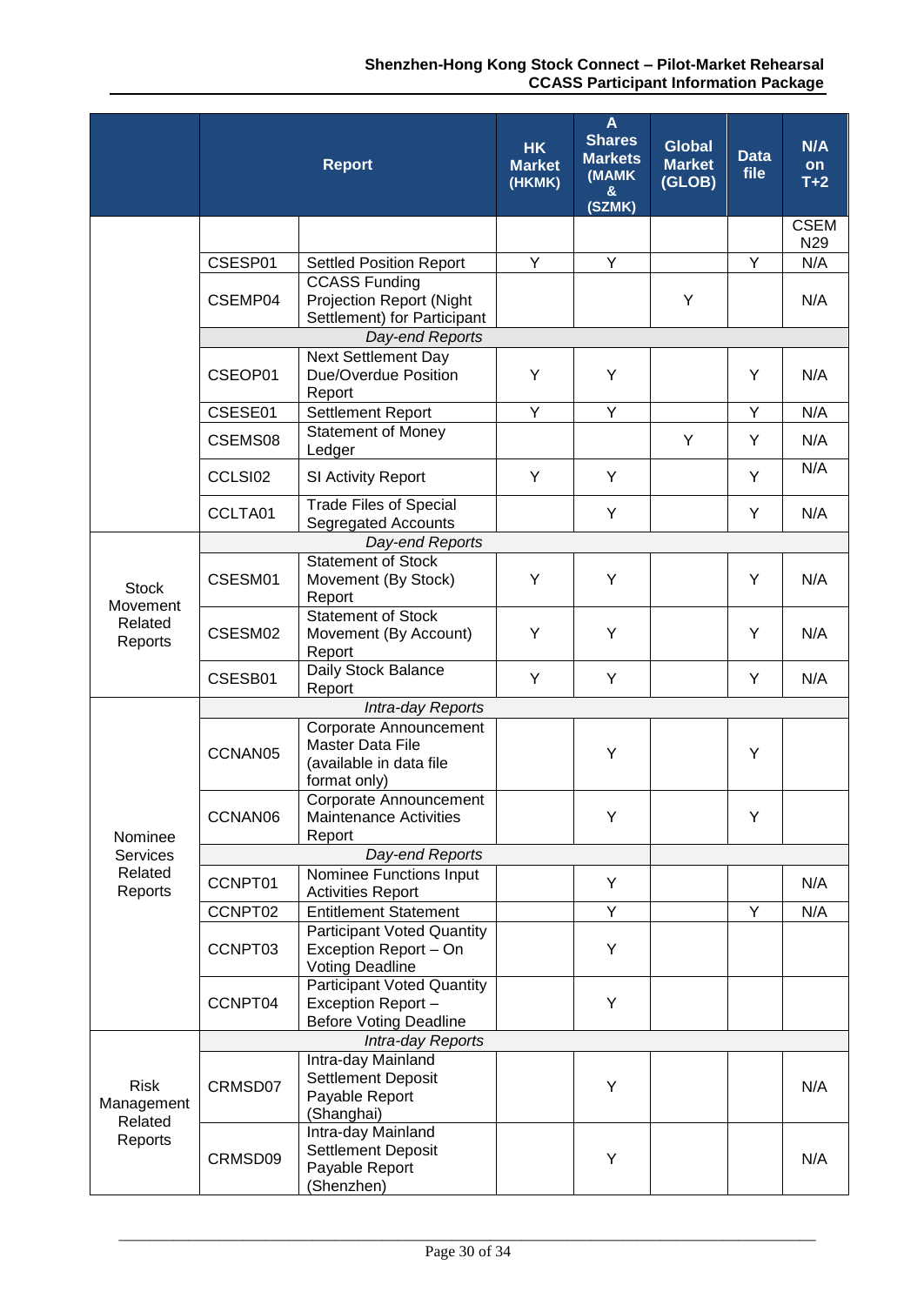| | Report | | HK Market (HKMK) | A Shares Markets (MAMK & (SZMK) | Global Market (GLOB) | Data file | N/A on T+2 |
|---|---|---|---|---|---|---|---|
| | | | | | | | CSEM N29 |
| | CSESP01 | Settled Position Report | Y | Y | | Y | N/A |
| | CSEMP04 | CCASS Funding Projection Report (Night Settlement) for Participant | | | Y | | N/A |
| | *Day-end Reports* | | | | | | |
| | CSEOP01 | Next Settlement Day Due/Overdue Position Report | Y | Y | | Y | N/A |
| | CSESE01 | Settlement Report | Y | Y | | Y | N/A |
| | CSEMS08 | Statement of Money Ledger | | | Y | Y | N/A |
| | CCLSI02 | SI Activity Report | Y | Y | | Y | N/A |
| | CCLTA01 | Trade Files of Special Segregated Accounts | | Y | | Y | N/A |
| Stock Movement Related Reports | *Day-end Reports* | | | | | | |
| | CSESM01 | Statement of Stock Movement (By Stock) Report | Y | Y | | Y | N/A |
| | CSESM02 | Statement of Stock Movement (By Account) Report | Y | Y | | Y | N/A |
| | CSESB01 | Daily Stock Balance Report | Y | Y | | Y | N/A |
| Nominee Services Related Reports | *Intra-day Reports* | | | | | | |
| | CCNAN05 | Corporate Announcement Master Data File (available in data file format only) | | Y | | Y | |
| | CCNAN06 | Corporate Announcement Maintenance Activities Report | | Y | | Y | |
| | *Day-end Reports* | | | | | | |
| | CCNPT01 | Nominee Functions Input Activities Report | | Y | | | N/A |
| | CCNPT02 | Entitlement Statement | | Y | | Y | N/A |
| | CCNPT03 | Participant Voted Quantity Exception Report – On Voting Deadline | | Y | | | |
| | CCNPT04 | Participant Voted Quantity Exception Report – Before Voting Deadline | | Y | | | |
| Risk Management Related Reports | *Intra-day Reports* | | | | | | |
| | CRMSD07 | Intra-day Mainland Settlement Deposit Payable Report (Shanghai) | | Y | | | N/A |
| | CRMSD09 | Intra-day Mainland Settlement Deposit Payable Report (Shenzhen) | | Y | | | N/A |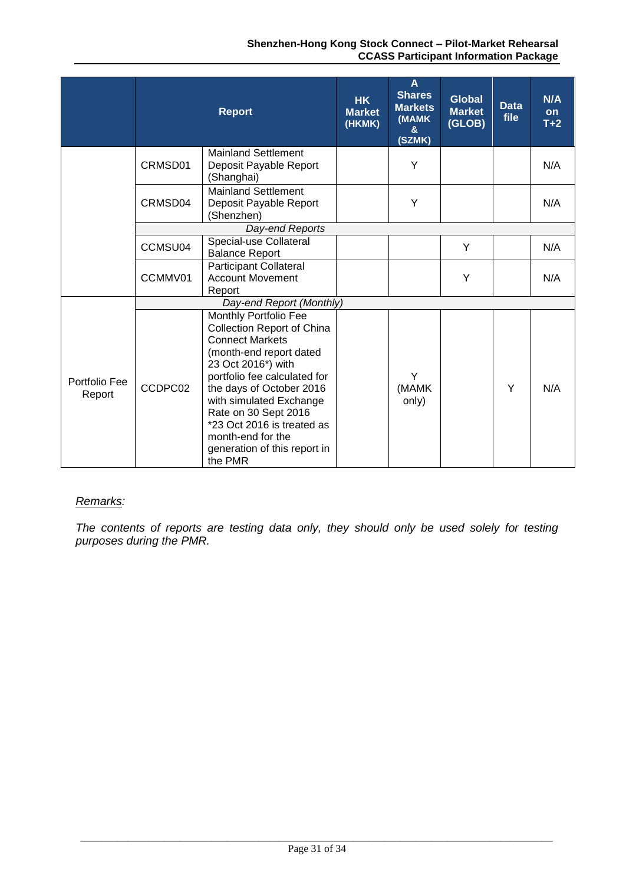| | Report | | HK Market (HKMK) | A Shares Markets (MAMK & (SZMK) | Global Market (GLOB) | Data file | N/A on T+2 |
|---|---|---|---|---|---|---|---|
| | CRMSD01 | Mainland Settlement Deposit Payable Report (Shanghai) | | Y | | | N/A |
| | CRMSD04 | Mainland Settlement Deposit Payable Report (Shenzhen) | | Y | | | N/A |
| | *Day-end Reports* | | | | | | |
| | CCMSU04 | Special-use Collateral Balance Report | | | Y | | N/A |
| | CCMMV01 | Participant Collateral Account Movement Report | | | Y | | N/A |
| | *Day-end Report (Monthly)* | | | | | | |
| Portfolio Fee Report | CCDPC02 | Monthly Portfolio Fee Collection Report of China Connect Markets (month-end report dated 23 Oct 2016*) with portfolio fee calculated for the days of October 2016 with simulated Exchange Rate on 30 Sept 2016 *23 Oct 2016 is treated as month-end for the generation of this report in the PMR | | Y (MAMK only) | | Y | N/A |

*Remarks:*

*The contents of reports are testing data only, they should only be used solely for testing purposes during the PMR.*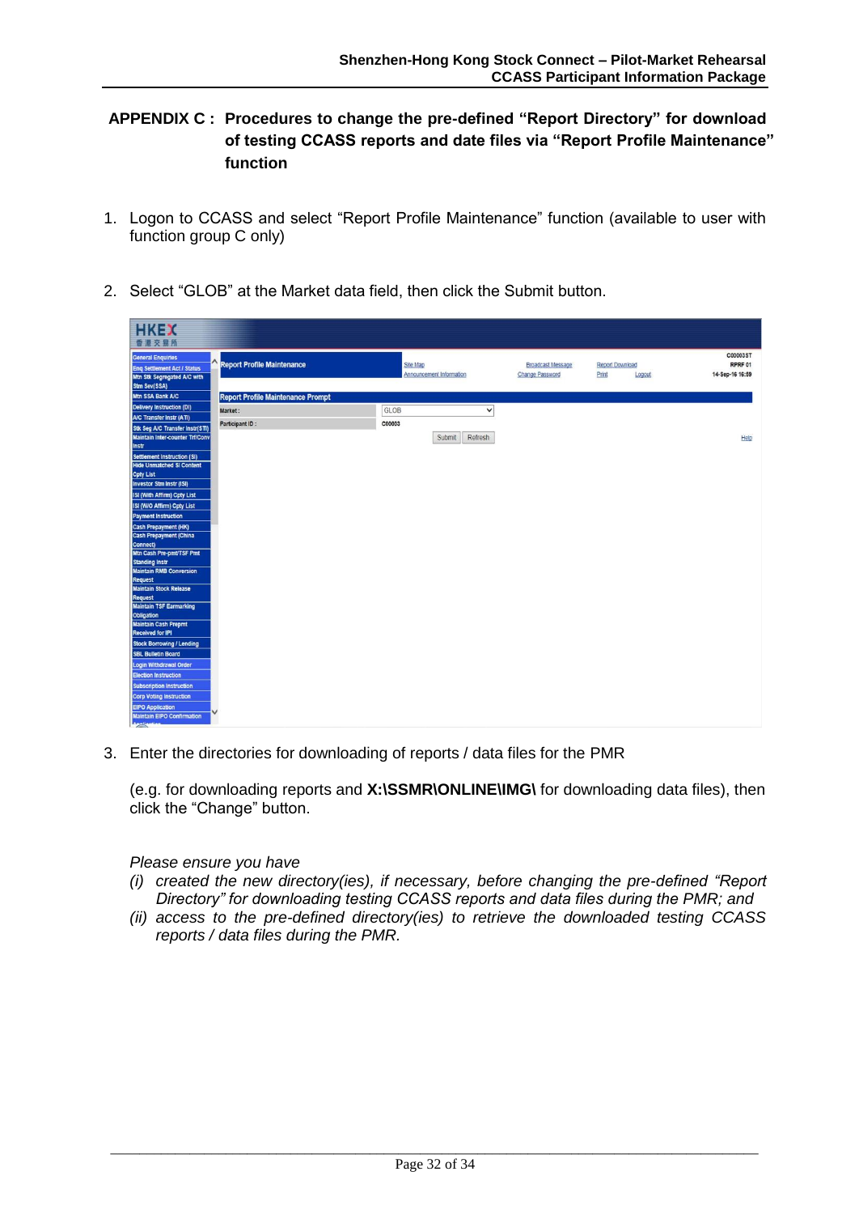## APPENDIX C : Procedures to change the pre-defined "Report Directory" for download of testing CCASS reports and date files via "Report Profile Maintenance" function

1. Logon to CCASS and select "Report Profile Maintenance" function (available to user with function group C only)

2. Select "GLOB" at the Market data field, then click the Submit button.

3. Enter the directories for downloading of reports / data files for the PMR

   (e.g. for downloading reports and **X:\SSMR\ONLINE\IMG\** for downloading data files), then click the "Change" button.

   *Please ensure you have*
   *(i) created the new directory(ies), if necessary, before changing the pre-defined "Report Directory" for downloading testing CCASS reports and data files during the PMR; and*
   *(ii) access to the pre-defined directory(ies) to retrieve the downloaded testing CCASS reports / data files during the PMR.*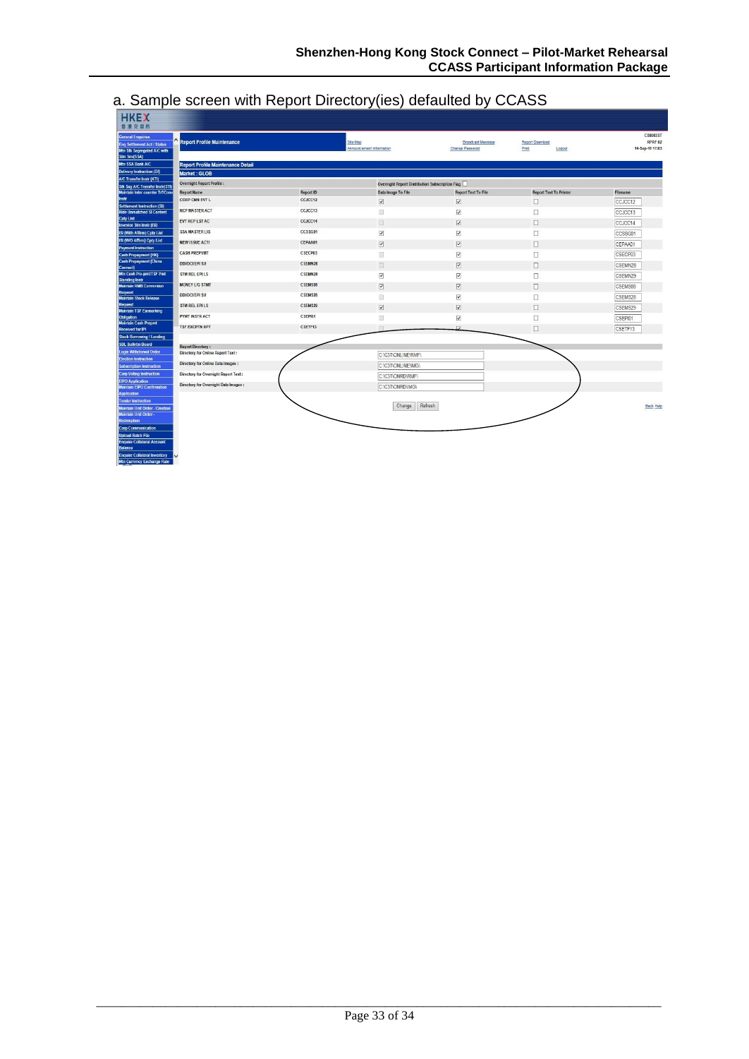## a. Sample screen with Report Directory(ies) defaulted by CCASS

HKEX 香港交易所

General Enquiries
Enq Settlement Acct / Status
Mtn Stk Segregated A/C with Stmt Svc(SSA)
Mtn SSA Bank A/C
Delivery Instruction (DI)
A/C Transfer Instr (ATI)
Stk Seg A/C Transfer Instr(STI)
Maintain Inter-counter Trf/Conv Instr
Settlement Instruction (SI)
Hide Unmatched SI Content
Cpty List
Investor Stm Instr (ISI)
ISI (With Affirm) Cpty List
ISI (W/O Affirm) Cpty List
Payment Instruction
Cash Prepayment (HK)
Cash Prepayment (China Connect)
Mtn Cash Pre-pmt/TSF Prot Standing Instr
Maintain RMB Conversion Request
Maintain Stock Release Request
Maintain TSF Earmarking Obligation
Maintain Cash Prepmt Received for IPI
Stock Borrowing / Lending
SBL Bulletin Board
Login Withdrawal Order
Election Instruction
Subscription Instruction
Corp Voting Instruction
EIPO Application
Maintain EIPO Confirmation Application
Tender Instruction
Maintain Unit Order - Creation
Maintain Unit Order - Redemption
Corp Communication
Upload Batch File
Enquire Collateral Account Balance
Enquire Collateral Inventory
Mtn Currency Exchange Rate

**Report Profile Maintenance**

Site Map | Announcement Information | Broadcast Message | Change Password | Report Download | Print | Logout

C000003T
RPRF02
14-Sep-16 17:03

**Report Profile Maintenance Detail**

**Market : GLOB**

Overnight Report Profile :

Overnight Report Distribution Subscription Flag ☐

| Report Name | Report ID | Data Image To File | Report Text To File | Report Text To Printer | Filename |
|---|---|---|---|---|---|
| CORP CMN EVT L | CCJCC12 | ☑ | ☑ | ☐ | CCJCC12 |
| RCP MASTER ACT | CCJCC13 | ☐ | ☑ | ☐ | CCJCC13 |
| EVT RCP LST AC | CCJCC14 | ☐ | ☑ | ☐ | CCJCC14 |
| SSA MASTER LIS | CCSSG01 | ☑ | ☑ | ☐ | CCSSG01 |
| NEW ISSUE ACTI | CEPAA01 | ☑ | ☑ | ☐ | CEPAA01 |
| CASH PREPYMT | CSECP03 | ☐ | ☑ | ☐ | CSECP03 |
| DDI/DCI/EPI SU | CSEMN28 | ☐ | ☑ | ☐ | CSEMN28 |
| STM REL EPI LS | CSEMN29 | ☑ | ☑ | ☐ | CSEMN29 |
| MONEY L/G STMT | CSEMS08 | ☑ | ☑ | ☐ | CSEMS08 |
| DDI/DCI/EPI SU | CSEMS28 | ☐ | ☑ | ☐ | CSEMS28 |
| STM REL EPI LS | CSEMS29 | ☑ | ☑ | ☐ | CSEMS29 |
| PYMT INSTR ACT | CSEPI01 | ☐ | ☑ | ☐ | CSEPI01 |
| TSF EXCPTN RPT | CSETF13 | ☐ | ☑ | ☐ | CSETF13 |

**Report Directory :**

| | |
|---|---|
| Directory for Online Report Text : | C:\C3T\ONLINE\RMF\ |
| Directory for Online Data Images : | C:\C3T\ONLINE\IMG\ |
| Directory for Overnight Report Text : | C:\C3T\ONRD\RMF\ |
| Directory for Overnight Data Images : | C:\C3T\ONRD\IMG\ |

Change | Refresh

Back Help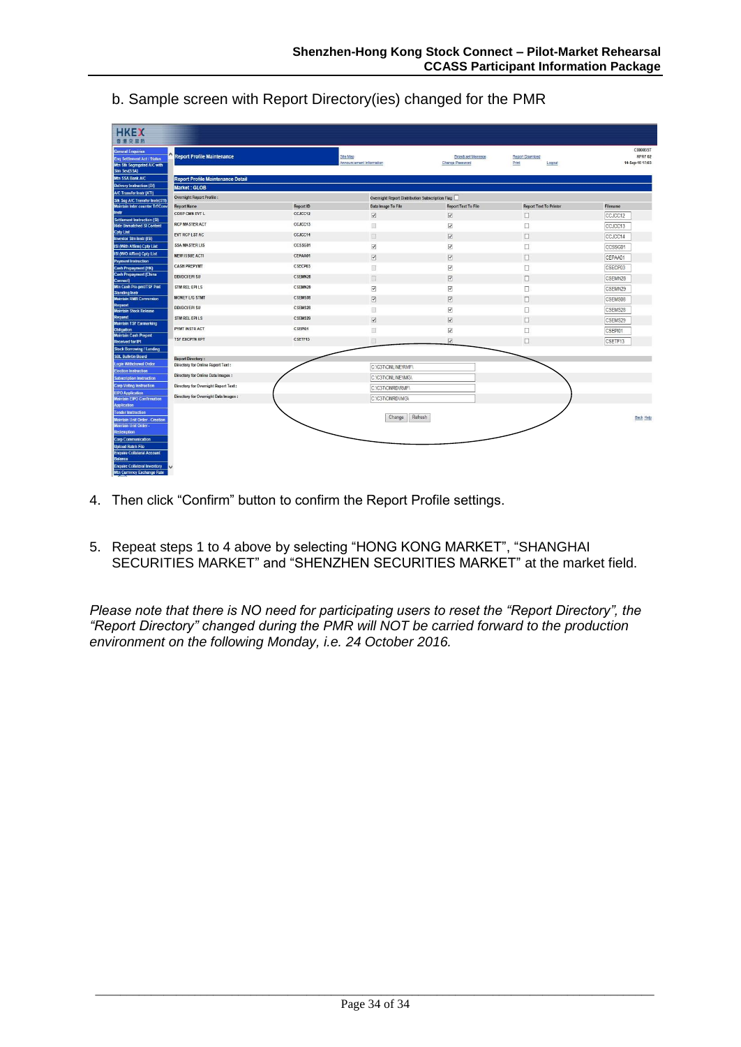b. Sample screen with Report Directory(ies) changed for the PMR

4. Then click “Confirm” button to confirm the Report Profile settings.

5. Repeat steps 1 to 4 above by selecting “HONG KONG MARKET”, “SHANGHAI SECURITIES MARKET” and “SHENZHEN SECURITIES MARKET” at the market field.

*Please note that there is NO need for participating users to reset the “Report Directory”, the “Report Directory” changed during the PMR will NOT be carried forward to the production environment on the following Monday, i.e. 24 October 2016.*